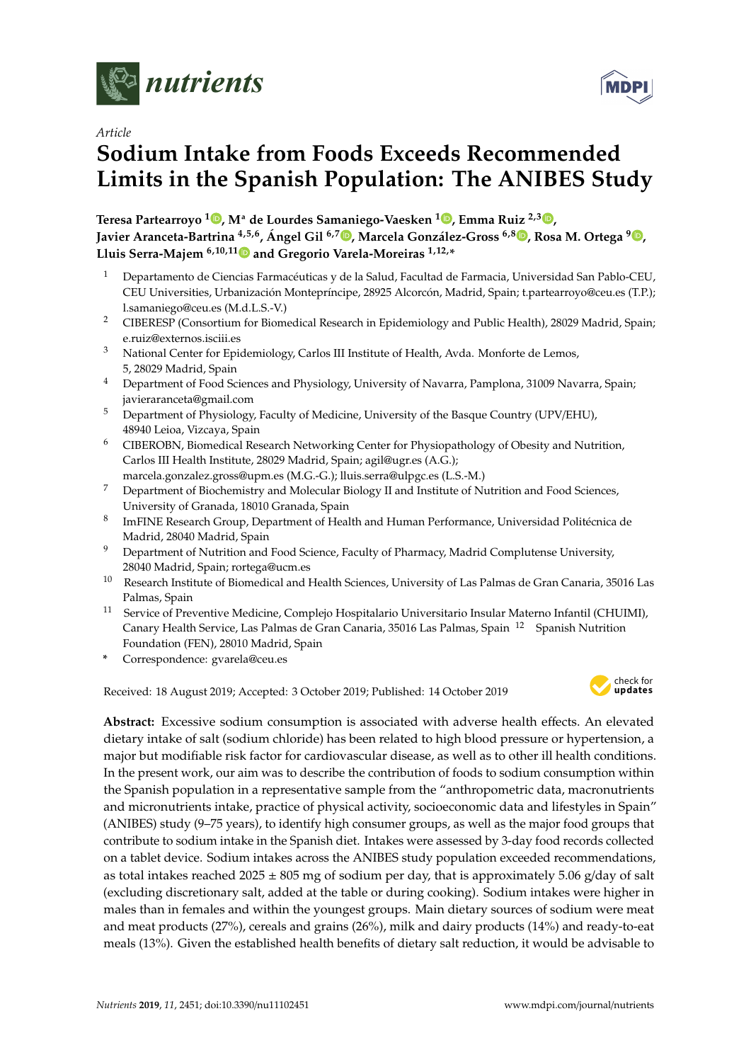*Article*

# Sodium Intake from Foods Exceeds Recommended Limits in the Spanish Population: The ANIBES Study

**Teresa Partearroyo [1], Mª de Lourdes Samaniego-Vaesken [1], Emma Ruiz [2,3], Javier Aranceta-Bartrina [4,5,6], Ángel Gil [6,7], Marcela González-Gross [6,8], Rosa M. Ortega [9], Lluis Serra-Majem [6,10,11] and Gregorio Varela-Moreiras [1,12,*]**

1. Departamento de Ciencias Farmacéuticas y de la Salud, Facultad de Farmacia, Universidad San Pablo-CEU, CEU Universities, Urbanización Montepríncipe, 28925 Alcorcón, Madrid, Spain; t.partearroyo@ceu.es (T.P.); l.samaniego@ceu.es (M.d.L.S.-V.)
2. CIBERESP (Consortium for Biomedical Research in Epidemiology and Public Health), 28029 Madrid, Spain; e.ruiz@externos.isciii.es
3. National Center for Epidemiology, Carlos III Institute of Health, Avda. Monforte de Lemos, 5, 28029 Madrid, Spain
4. Department of Food Sciences and Physiology, University of Navarra, Pamplona, 31009 Navarra, Spain; javieraranceta@gmail.com
5. Department of Physiology, Faculty of Medicine, University of the Basque Country (UPV/EHU), 48940 Leioa, Vizcaya, Spain
6. CIBEROBN, Biomedical Research Networking Center for Physiopathology of Obesity and Nutrition, Carlos III Health Institute, 28029 Madrid, Spain; agil@ugr.es (A.G.); marcela.gonzalez.gross@upm.es (M.G.-G.); lluis.serra@ulpgc.es (L.S.-M.)
7. Department of Biochemistry and Molecular Biology II and Institute of Nutrition and Food Sciences, University of Granada, 18010 Granada, Spain
8. ImFINE Research Group, Department of Health and Human Performance, Universidad Politécnica de Madrid, 28040 Madrid, Spain
9. Department of Nutrition and Food Science, Faculty of Pharmacy, Madrid Complutense University, 28040 Madrid, Spain; rortega@ucm.es
10. Research Institute of Biomedical and Health Sciences, University of Las Palmas de Gran Canaria, 35016 Las Palmas, Spain
11. Service of Preventive Medicine, Complejo Hospitalario Universitario Insular Materno Infantil (CHUIMI), Canary Health Service, Las Palmas de Gran Canaria, 35016 Las Palmas, Spain
12. Spanish Nutrition Foundation (FEN), 28010 Madrid, Spain

\* Correspondence: gvarela@ceu.es

Received: 18 August 2019; Accepted: 3 October 2019; Published: 14 October 2019

**Abstract:** Excessive sodium consumption is associated with adverse health effects. An elevated dietary intake of salt (sodium chloride) has been related to high blood pressure or hypertension, a major but modifiable risk factor for cardiovascular disease, as well as to other ill health conditions. In the present work, our aim was to describe the contribution of foods to sodium consumption within the Spanish population in a representative sample from the "anthropometric data, macronutrients and micronutrients intake, practice of physical activity, socioeconomic data and lifestyles in Spain" (ANIBES) study (9–75 years), to identify high consumer groups, as well as the major food groups that contribute to sodium intake in the Spanish diet. Intakes were assessed by 3-day food records collected on a tablet device. Sodium intakes across the ANIBES study population exceeded recommendations, as total intakes reached 2025 ± 805 mg of sodium per day, that is approximately 5.06 g/day of salt (excluding discretionary salt, added at the table or during cooking). Sodium intakes were higher in males than in females and within the youngest groups. Main dietary sources of sodium were meat and meat products (27%), cereals and grains (26%), milk and dairy products (14%) and ready-to-eat meals (13%). Given the established health benefits of dietary salt reduction, it would be advisable to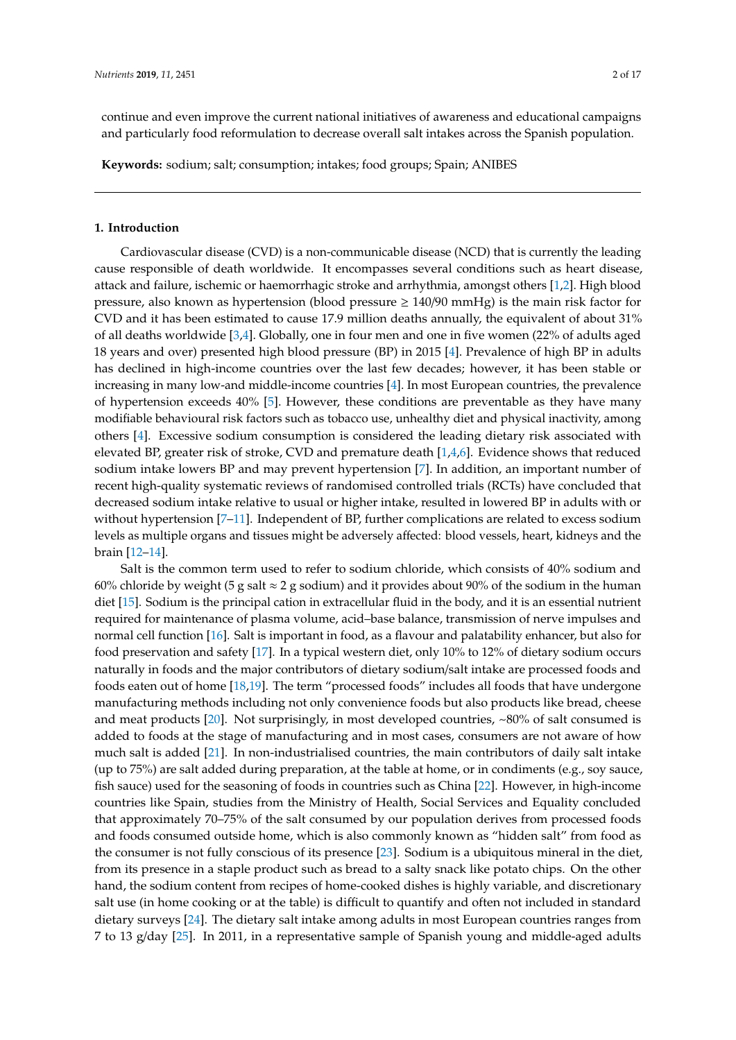continue and even improve the current national initiatives of awareness and educational campaigns and particularly food reformulation to decrease overall salt intakes across the Spanish population.

**Keywords:** sodium; salt; consumption; intakes; food groups; Spain; ANIBES

---

## 1. Introduction

Cardiovascular disease (CVD) is a non-communicable disease (NCD) that is currently the leading cause responsible of death worldwide. It encompasses several conditions such as heart disease, attack and failure, ischemic or haemorrhagic stroke and arrhythmia, amongst others [1,2]. High blood pressure, also known as hypertension (blood pressure ≥ 140/90 mmHg) is the main risk factor for CVD and it has been estimated to cause 17.9 million deaths annually, the equivalent of about 31% of all deaths worldwide [3,4]. Globally, one in four men and one in five women (22% of adults aged 18 years and over) presented high blood pressure (BP) in 2015 [4]. Prevalence of high BP in adults has declined in high-income countries over the last few decades; however, it has been stable or increasing in many low-and middle-income countries [4]. In most European countries, the prevalence of hypertension exceeds 40% [5]. However, these conditions are preventable as they have many modifiable behavioural risk factors such as tobacco use, unhealthy diet and physical inactivity, among others [4]. Excessive sodium consumption is considered the leading dietary risk associated with elevated BP, greater risk of stroke, CVD and premature death [1,4,6]. Evidence shows that reduced sodium intake lowers BP and may prevent hypertension [7]. In addition, an important number of recent high-quality systematic reviews of randomised controlled trials (RCTs) have concluded that decreased sodium intake relative to usual or higher intake, resulted in lowered BP in adults with or without hypertension [7–11]. Independent of BP, further complications are related to excess sodium levels as multiple organs and tissues might be adversely affected: blood vessels, heart, kidneys and the brain [12–14].

Salt is the common term used to refer to sodium chloride, which consists of 40% sodium and 60% chloride by weight (5 g salt ≈ 2 g sodium) and it provides about 90% of the sodium in the human diet [15]. Sodium is the principal cation in extracellular fluid in the body, and it is an essential nutrient required for maintenance of plasma volume, acid–base balance, transmission of nerve impulses and normal cell function [16]. Salt is important in food, as a flavour and palatability enhancer, but also for food preservation and safety [17]. In a typical western diet, only 10% to 12% of dietary sodium occurs naturally in foods and the major contributors of dietary sodium/salt intake are processed foods and foods eaten out of home [18,19]. The term "processed foods" includes all foods that have undergone manufacturing methods including not only convenience foods but also products like bread, cheese and meat products [20]. Not surprisingly, in most developed countries, ~80% of salt consumed is added to foods at the stage of manufacturing and in most cases, consumers are not aware of how much salt is added [21]. In non-industrialised countries, the main contributors of daily salt intake (up to 75%) are salt added during preparation, at the table at home, or in condiments (e.g., soy sauce, fish sauce) used for the seasoning of foods in countries such as China [22]. However, in high-income countries like Spain, studies from the Ministry of Health, Social Services and Equality concluded that approximately 70–75% of the salt consumed by our population derives from processed foods and foods consumed outside home, which is also commonly known as "hidden salt" from food as the consumer is not fully conscious of its presence [23]. Sodium is a ubiquitous mineral in the diet, from its presence in a staple product such as bread to a salty snack like potato chips. On the other hand, the sodium content from recipes of home-cooked dishes is highly variable, and discretionary salt use (in home cooking or at the table) is difficult to quantify and often not included in standard dietary surveys [24]. The dietary salt intake among adults in most European countries ranges from 7 to 13 g/day [25]. In 2011, in a representative sample of Spanish young and middle-aged adults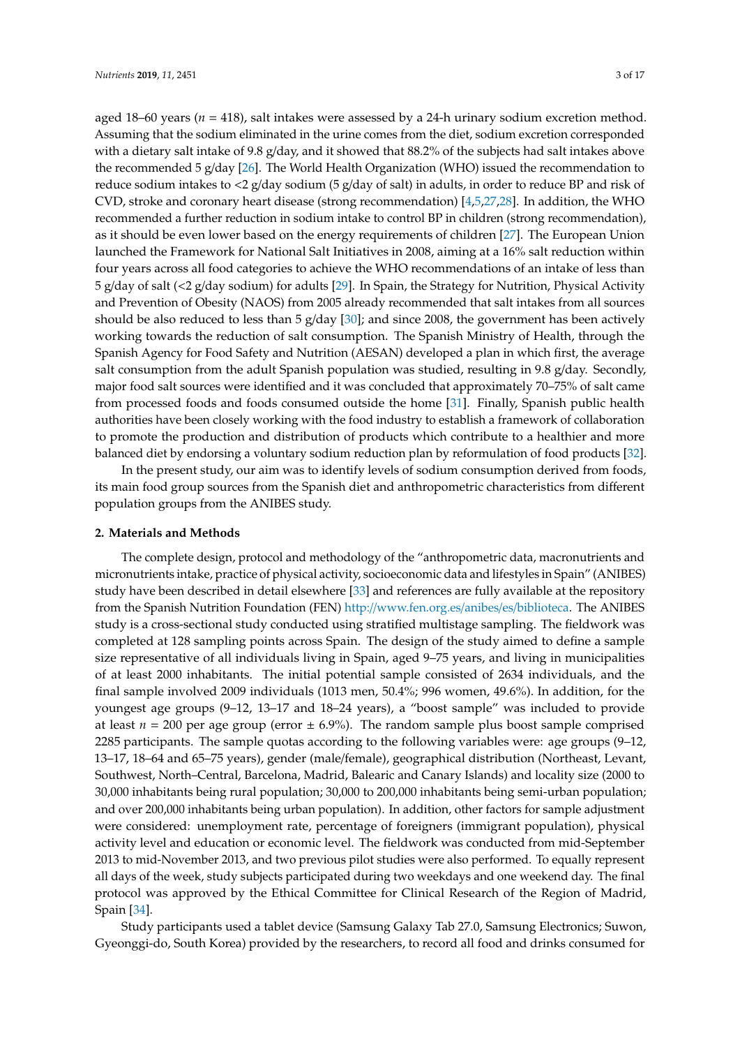aged 18–60 years ($n$ = 418), salt intakes were assessed by a 24-h urinary sodium excretion method. Assuming that the sodium eliminated in the urine comes from the diet, sodium excretion corresponded with a dietary salt intake of 9.8 g/day, and it showed that 88.2% of the subjects had salt intakes above the recommended 5 g/day [26]. The World Health Organization (WHO) issued the recommendation to reduce sodium intakes to <2 g/day sodium (5 g/day of salt) in adults, in order to reduce BP and risk of CVD, stroke and coronary heart disease (strong recommendation) [4,5,27,28]. In addition, the WHO recommended a further reduction in sodium intake to control BP in children (strong recommendation), as it should be even lower based on the energy requirements of children [27]. The European Union launched the Framework for National Salt Initiatives in 2008, aiming at a 16% salt reduction within four years across all food categories to achieve the WHO recommendations of an intake of less than 5 g/day of salt (<2 g/day sodium) for adults [29]. In Spain, the Strategy for Nutrition, Physical Activity and Prevention of Obesity (NAOS) from 2005 already recommended that salt intakes from all sources should be also reduced to less than 5 g/day [30]; and since 2008, the government has been actively working towards the reduction of salt consumption. The Spanish Ministry of Health, through the Spanish Agency for Food Safety and Nutrition (AESAN) developed a plan in which first, the average salt consumption from the adult Spanish population was studied, resulting in 9.8 g/day. Secondly, major food salt sources were identified and it was concluded that approximately 70–75% of salt came from processed foods and foods consumed outside the home [31]. Finally, Spanish public health authorities have been closely working with the food industry to establish a framework of collaboration to promote the production and distribution of products which contribute to a healthier and more balanced diet by endorsing a voluntary sodium reduction plan by reformulation of food products [32].

In the present study, our aim was to identify levels of sodium consumption derived from foods, its main food group sources from the Spanish diet and anthropometric characteristics from different population groups from the ANIBES study.

## 2. Materials and Methods

The complete design, protocol and methodology of the "anthropometric data, macronutrients and micronutrients intake, practice of physical activity, socioeconomic data and lifestyles in Spain" (ANIBES) study have been described in detail elsewhere [33] and references are fully available at the repository from the Spanish Nutrition Foundation (FEN) http://www.fen.org.es/anibes/es/biblioteca. The ANIBES study is a cross-sectional study conducted using stratified multistage sampling. The fieldwork was completed at 128 sampling points across Spain. The design of the study aimed to define a sample size representative of all individuals living in Spain, aged 9–75 years, and living in municipalities of at least 2000 inhabitants. The initial potential sample consisted of 2634 individuals, and the final sample involved 2009 individuals (1013 men, 50.4%; 996 women, 49.6%). In addition, for the youngest age groups (9–12, 13–17 and 18–24 years), a "boost sample" was included to provide at least $n$ = 200 per age group (error ± 6.9%). The random sample plus boost sample comprised 2285 participants. The sample quotas according to the following variables were: age groups (9–12, 13–17, 18–64 and 65–75 years), gender (male/female), geographical distribution (Northeast, Levant, Southwest, North–Central, Barcelona, Madrid, Balearic and Canary Islands) and locality size (2000 to 30,000 inhabitants being rural population; 30,000 to 200,000 inhabitants being semi-urban population; and over 200,000 inhabitants being urban population). In addition, other factors for sample adjustment were considered: unemployment rate, percentage of foreigners (immigrant population), physical activity level and education or economic level. The fieldwork was conducted from mid-September 2013 to mid-November 2013, and two previous pilot studies were also performed. To equally represent all days of the week, study subjects participated during two weekdays and one weekend day. The final protocol was approved by the Ethical Committee for Clinical Research of the Region of Madrid, Spain [34].

Study participants used a tablet device (Samsung Galaxy Tab 27.0, Samsung Electronics; Suwon, Gyeonggi-do, South Korea) provided by the researchers, to record all food and drinks consumed for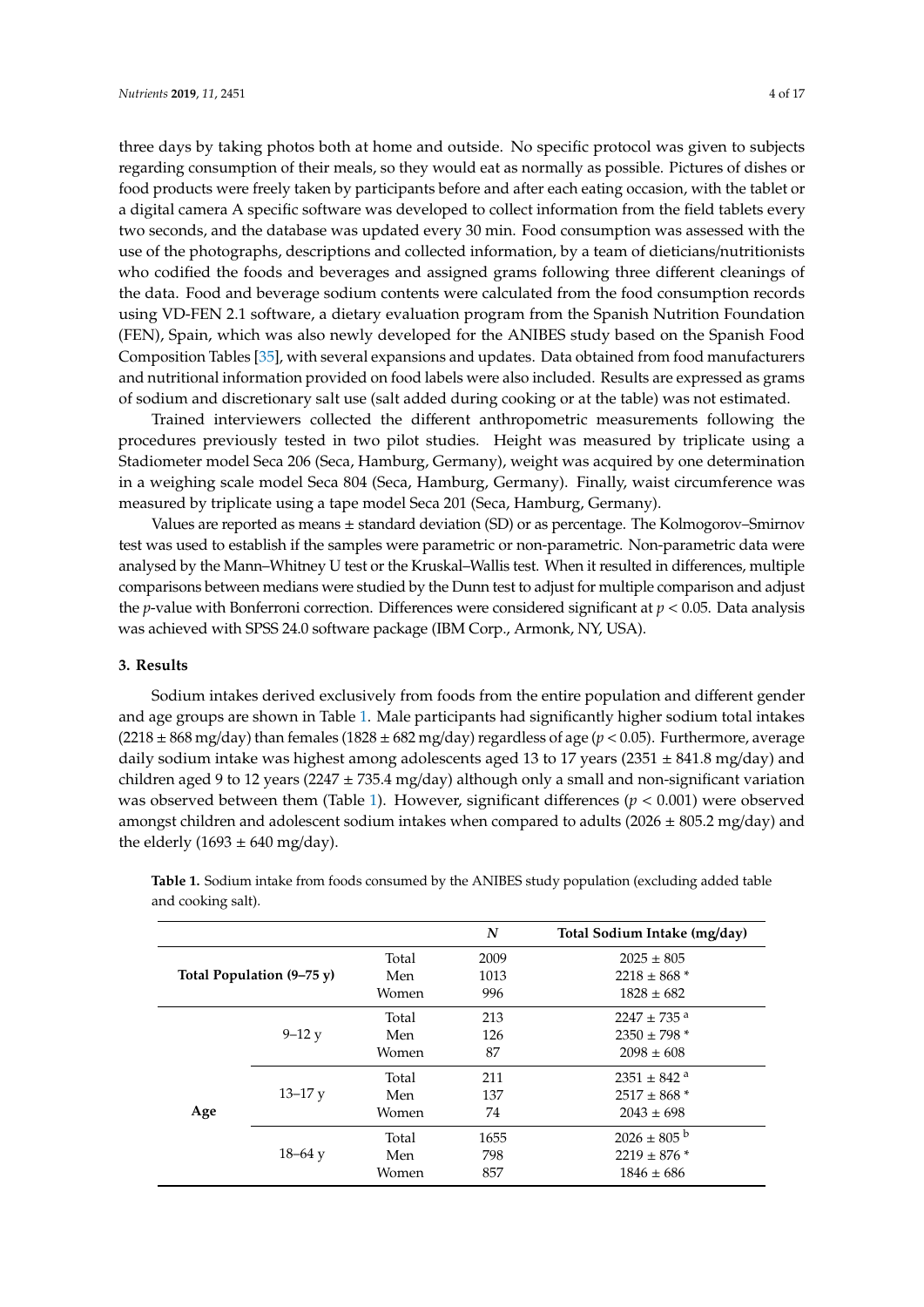three days by taking photos both at home and outside. No specific protocol was given to subjects regarding consumption of their meals, so they would eat as normally as possible. Pictures of dishes or food products were freely taken by participants before and after each eating occasion, with the tablet or a digital camera A specific software was developed to collect information from the field tablets every two seconds, and the database was updated every 30 min. Food consumption was assessed with the use of the photographs, descriptions and collected information, by a team of dieticians/nutritionists who codified the foods and beverages and assigned grams following three different cleanings of the data. Food and beverage sodium contents were calculated from the food consumption records using VD-FEN 2.1 software, a dietary evaluation program from the Spanish Nutrition Foundation (FEN), Spain, which was also newly developed for the ANIBES study based on the Spanish Food Composition Tables [35], with several expansions and updates. Data obtained from food manufacturers and nutritional information provided on food labels were also included. Results are expressed as grams of sodium and discretionary salt use (salt added during cooking or at the table) was not estimated.

Trained interviewers collected the different anthropometric measurements following the procedures previously tested in two pilot studies. Height was measured by triplicate using a Stadiometer model Seca 206 (Seca, Hamburg, Germany), weight was acquired by one determination in a weighing scale model Seca 804 (Seca, Hamburg, Germany). Finally, waist circumference was measured by triplicate using a tape model Seca 201 (Seca, Hamburg, Germany).

Values are reported as means ± standard deviation (SD) or as percentage. The Kolmogorov–Smirnov test was used to establish if the samples were parametric or non-parametric. Non-parametric data were analysed by the Mann–Whitney U test or the Kruskal–Wallis test. When it resulted in differences, multiple comparisons between medians were studied by the Dunn test to adjust for multiple comparison and adjust the *p*-value with Bonferroni correction. Differences were considered significant at $p < 0.05$. Data analysis was achieved with SPSS 24.0 software package (IBM Corp., Armonk, NY, USA).

## 3. Results

Sodium intakes derived exclusively from foods from the entire population and different gender and age groups are shown in Table 1. Male participants had significantly higher sodium total intakes (2218 ± 868 mg/day) than females (1828 ± 682 mg/day) regardless of age ($p < 0.05$). Furthermore, average daily sodium intake was highest among adolescents aged 13 to 17 years (2351 ± 841.8 mg/day) and children aged 9 to 12 years (2247 ± 735.4 mg/day) although only a small and non-significant variation was observed between them (Table 1). However, significant differences ($p < 0.001$) were observed amongst children and adolescent sodium intakes when compared to adults (2026 ± 805.2 mg/day) and the elderly (1693 ± 640 mg/day).

**Table 1.** Sodium intake from foods consumed by the ANIBES study population (excluding added table and cooking salt).

| | | | *N* | Total Sodium Intake (mg/day) |
|---|---|---|---|---|
| **Total Population (9–75 y)** | | Total | 2009 | 2025 ± 805 |
| | | Men | 1013 | 2218 ± 868 * |
| | | Women | 996 | 1828 ± 682 |
| **Age** | 9–12 y | Total | 213 | $2247 \pm 735^{a}$ |
| | | Men | 126 | 2350 ± 798 * |
| | | Women | 87 | 2098 ± 608 |
| | 13–17 y | Total | 211 | $2351 \pm 842^{a}$ |
| | | Men | 137 | 2517 ± 868 * |
| | | Women | 74 | 2043 ± 698 |
| | 18–64 y | Total | 1655 | $2026 \pm 805^{b}$ |
| | | Men | 798 | 2219 ± 876 * |
| | | Women | 857 | 1846 ± 686 |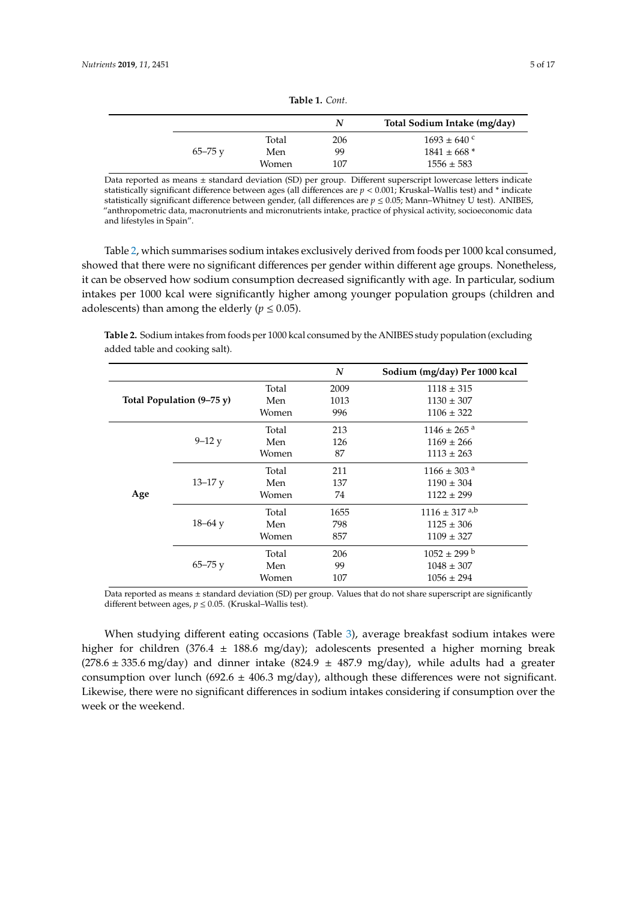**Table 1.** *Cont.*

| | | *N* | Total Sodium Intake (mg/day) |
|---|---|---|---|
| 65–75 y | Total | 206 | 1693 ± 640 [c] |
| | Men | 99 | 1841 ± 668 * |
| | Women | 107 | 1556 ± 583 |

Data reported as means ± standard deviation (SD) per group. Different superscript lowercase letters indicate statistically significant difference between ages (all differences are $p < 0.001$; Kruskal–Wallis test) and * indicate statistically significant difference between gender, (all differences are $p \leq 0.05$; Mann–Whitney U test). ANIBES, "anthropometric data, macronutrients and micronutrients intake, practice of physical activity, socioeconomic data and lifestyles in Spain".

Table 2, which summarises sodium intakes exclusively derived from foods per 1000 kcal consumed, showed that there were no significant differences per gender within different age groups. Nonetheless, it can be observed how sodium consumption decreased significantly with age. In particular, sodium intakes per 1000 kcal were significantly higher among younger population groups (children and adolescents) than among the elderly ($p \leq 0.05$).

**Table 2.** Sodium intakes from foods per 1000 kcal consumed by the ANIBES study population (excluding added table and cooking salt).

| | | | *N* | Sodium (mg/day) Per 1000 kcal |
|---|---|---|---|---|
| **Total Population (9–75 y)** | | Total | 2009 | 1118 ± 315 |
| | | Men | 1013 | 1130 ± 307 |
| | | Women | 996 | 1106 ± 322 |
| **Age** | 9–12 y | Total | 213 | 1146 ± 265 [a] |
| | | Men | 126 | 1169 ± 266 |
| | | Women | 87 | 1113 ± 263 |
| | 13–17 y | Total | 211 | 1166 ± 303 [a] |
| | | Men | 137 | 1190 ± 304 |
| | | Women | 74 | 1122 ± 299 |
| | 18–64 y | Total | 1655 | 1116 ± 317 [a,b] |
| | | Men | 798 | 1125 ± 306 |
| | | Women | 857 | 1109 ± 327 |
| | 65–75 y | Total | 206 | 1052 ± 299 [b] |
| | | Men | 99 | 1048 ± 307 |
| | | Women | 107 | 1056 ± 294 |

Data reported as means ± standard deviation (SD) per group. Values that do not share superscript are significantly different between ages, $p \leq 0.05$. (Kruskal–Wallis test).

When studying different eating occasions (Table 3), average breakfast sodium intakes were higher for children (376.4 ± 188.6 mg/day); adolescents presented a higher morning break (278.6 ± 335.6 mg/day) and dinner intake (824.9 ± 487.9 mg/day), while adults had a greater consumption over lunch (692.6 ± 406.3 mg/day), although these differences were not significant. Likewise, there were no significant differences in sodium intakes considering if consumption over the week or the weekend.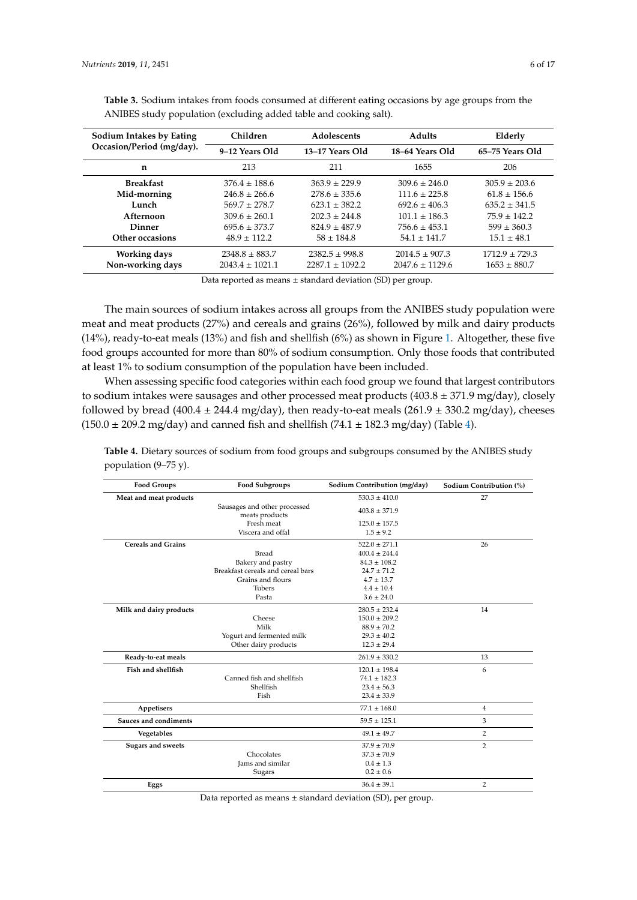**Table 3.** Sodium intakes from foods consumed at different eating occasions by age groups from the ANIBES study population (excluding added table and cooking salt).

| Sodium Intakes by Eating Occasion/Period (mg/day). | Children | Adolescents | Adults | Elderly |
|---|---|---|---|---|
| | 9–12 Years Old | 13–17 Years Old | 18–64 Years Old | 65–75 Years Old |
| **n** | 213 | 211 | 1655 | 206 |
| **Breakfast** | 376.4 ± 188.6 | 363.9 ± 229.9 | 309.6 ± 246.0 | 305.9 ± 203.6 |
| **Mid-morning** | 246.8 ± 266.6 | 278.6 ± 335.6 | 111.6 ± 225.8 | 61.8 ± 156.6 |
| **Lunch** | 569.7 ± 278.7 | 623.1 ± 382.2 | 692.6 ± 406.3 | 635.2 ± 341.5 |
| **Afternoon** | 309.6 ± 260.1 | 202.3 ± 244.8 | 101.1 ± 186.3 | 75.9 ± 142.2 |
| **Dinner** | 695.6 ± 373.7 | 824.9 ± 487.9 | 756.6 ± 453.1 | 599 ± 360.3 |
| **Other occasions** | 48.9 ± 112.2 | 58 ± 184.8 | 54.1 ± 141.7 | 15.1 ± 48.1 |
| **Working days** | 2348.8 ± 883.7 | 2382.5 ± 998.8 | 2014.5 ± 907.3 | 1712.9 ± 729.3 |
| **Non-working days** | 2043.4 ± 1021.1 | 2287.1 ± 1092.2 | 2047.6 ± 1129.6 | 1653 ± 880.7 |

Data reported as means ± standard deviation (SD) per group.

The main sources of sodium intakes across all groups from the ANIBES study population were meat and meat products (27%) and cereals and grains (26%), followed by milk and dairy products (14%), ready-to-eat meals (13%) and fish and shellfish (6%) as shown in Figure 1. Altogether, these five food groups accounted for more than 80% of sodium consumption. Only those foods that contributed at least 1% to sodium consumption of the population have been included.

When assessing specific food categories within each food group we found that largest contributors to sodium intakes were sausages and other processed meat products (403.8 ± 371.9 mg/day), closely followed by bread (400.4 ± 244.4 mg/day), then ready-to-eat meals (261.9 ± 330.2 mg/day), cheeses (150.0 ± 209.2 mg/day) and canned fish and shellfish (74.1 ± 182.3 mg/day) (Table 4).

**Table 4.** Dietary sources of sodium from food groups and subgroups consumed by the ANIBES study population (9–75 y).

| Food Groups | Food Subgroups | Sodium Contribution (mg/day) | Sodium Contribution (%) |
|---|---|---|---|
| **Meat and meat products** | | 530.3 ± 410.0 | 27 |
| | Sausages and other processed meats products | 403.8 ± 371.9 | |
| | Fresh meat | 125.0 ± 157.5 | |
| | Viscera and offal | 1.5 ± 9.2 | |
| **Cereals and Grains** | | 522.0 ± 271.1 | 26 |
| | Bread | 400.4 ± 244.4 | |
| | Bakery and pastry | 84.3 ± 108.2 | |
| | Breakfast cereals and cereal bars | 24.7 ± 71.2 | |
| | Grains and flours | 4.7 ± 13.7 | |
| | Tubers | 4.4 ± 10.4 | |
| | Pasta | 3.6 ± 24.0 | |
| **Milk and dairy products** | | 280.5 ± 232.4 | 14 |
| | Cheese | 150.0 ± 209.2 | |
| | Milk | 88.9 ± 70.2 | |
| | Yogurt and fermented milk | 29.3 ± 40.2 | |
| | Other dairy products | 12.3 ± 29.4 | |
| **Ready-to-eat meals** | | 261.9 ± 330.2 | 13 |
| **Fish and shellfish** | | 120.1 ± 198.4 | 6 |
| | Canned fish and shellfish | 74.1 ± 182.3 | |
| | Shellfish | 23.4 ± 56.3 | |
| | Fish | 23.4 ± 33.9 | |
| **Appetisers** | | 77.1 ± 168.0 | 4 |
| **Sauces and condiments** | | 59.5 ± 125.1 | 3 |
| **Vegetables** | | 49.1 ± 49.7 | 2 |
| **Sugars and sweets** | | 37.9 ± 70.9 | 2 |
| | Chocolates | 37.3 ± 70.9 | |
| | Jams and similar | 0.4 ± 1.3 | |
| | Sugars | 0.2 ± 0.6 | |
| **Eggs** | | 36.4 ± 39.1 | 2 |

Data reported as means ± standard deviation (SD), per group.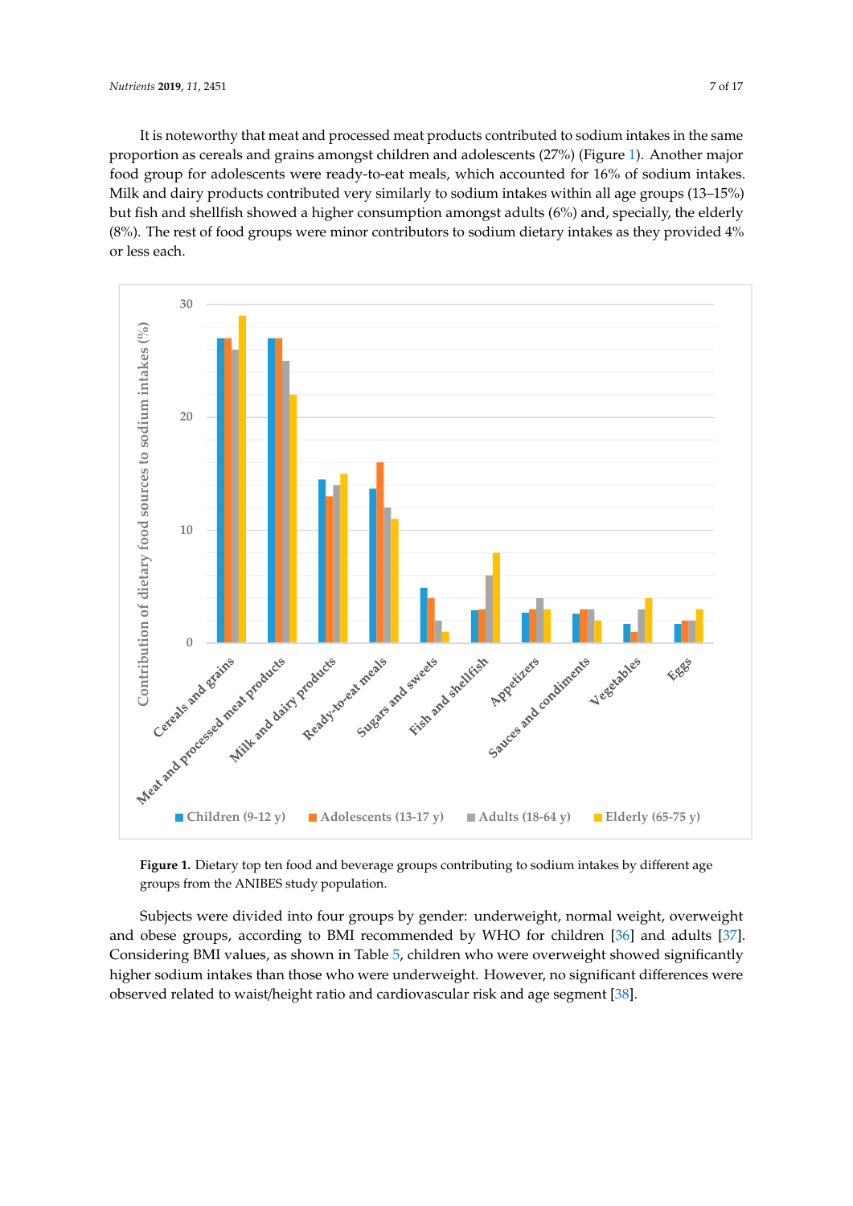It is noteworthy that meat and processed meat products contributed to sodium intakes in the same proportion as cereals and grains amongst children and adolescents (27%) (Figure 1). Another major food group for adolescents were ready-to-eat meals, which accounted for 16% of sodium intakes. Milk and dairy products contributed very similarly to sodium intakes within all age groups (13–15%) but fish and shellfish showed a higher consumption amongst adults (6%) and, specially, the elderly (8%). The rest of food groups were minor contributors to sodium dietary intakes as they provided 4% or less each.

Contribution of dietary food sources to sodium intakes (%)

30

20

10

0

Cereals and grains
Meat and processed meat products
Milk and dairy products
Ready-to-eat meals
Sugars and sweets
Fish and shellfish
Appetizers
Sauces and condiments
Vegetables
Eggs

Children (9-12 y)  Adolescents (13-17 y)  Adults (18-64 y)  Elderly (65-75 y)

**Figure 1.** Dietary top ten food and beverage groups contributing to sodium intakes by different age groups from the ANIBES study population.

Subjects were divided into four groups by gender: underweight, normal weight, overweight and obese groups, according to BMI recommended by WHO for children [36] and adults [37]. Considering BMI values, as shown in Table 5, children who were overweight showed significantly higher sodium intakes than those who were underweight. However, no significant differences were observed related to waist/height ratio and cardiovascular risk and age segment [38].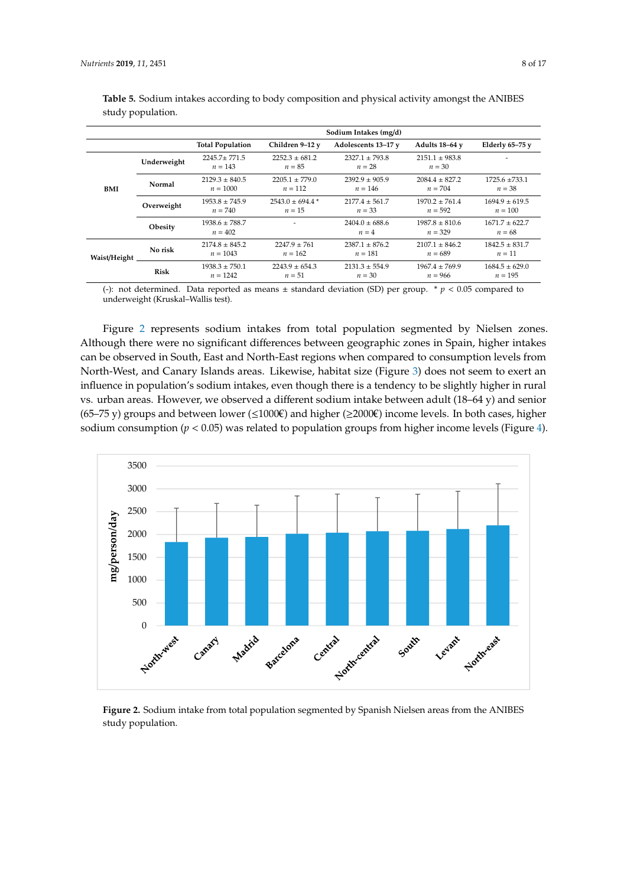**Table 5.** Sodium intakes according to body composition and physical activity amongst the ANIBES study population.

| | | Sodium Intakes (mg/d) | | | | |
|---|---|---|---|---|---|---|
| | | **Total Population** | **Children 9–12 y** | **Adolescents 13–17 y** | **Adults 18–64 y** | **Elderly 65–75 y** |
| **BMI** | **Underweight** | 2245.7± 771.5 $n$ = 143 | 2252.3 ± 681.2 $n$ = 85 | 2327.1 ± 793.8 $n$ = 28 | 2151.1 ± 983.8 $n$ = 30 | - |
| | **Normal** | 2129.3 ± 840.5 $n$ = 1000 | 2205.1 ± 779.0 $n$ = 112 | 2392.9 ± 905.9 $n$ = 146 | 2084.4 ± 827.2 $n$ = 704 | 1725.6 ±733.1 $n$ = 38 |
| | **Overweight** | 1953.8 ± 745.9 $n$ = 740 | 2543.0 ± 694.4 * $n$ = 15 | 2177.4 ± 561.7 $n$ = 33 | 1970.2 ± 761.4 $n$ = 592 | 1694.9 ± 619.5 $n$ = 100 |
| | **Obesity** | 1938.6 ± 788.7 $n$ = 402 | - | 2404.0 ± 688.6 $n$ = 4 | 1987.8 ± 810.6 $n$ = 329 | 1671.7 ± 622.7 $n$ = 68 |
| **Waist/Height** | **No risk** | 2174.8 ± 845.2 $n$ = 1043 | 2247.9 ± 761 $n$ = 162 | 2387.1 ± 876.2 $n$ = 181 | 2107.1 ± 846.2 $n$ = 689 | 1842.5 ± 831.7 $n$ = 11 |
| | **Risk** | 1938.3 ± 750.1 $n$ = 1242 | 2243.9 ± 654.3 $n$ = 51 | 2131.3 ± 554.9 $n$ = 30 | 1967.4 ± 769.9 $n$ = 966 | 1684.5 ± 629.0 $n$ = 195 |

(-): not determined. Data reported as means ± standard deviation (SD) per group. * $p < 0.05$ compared to underweight (Kruskal–Wallis test).

Figure 2 represents sodium intakes from total population segmented by Nielsen zones. Although there were no significant differences between geographic zones in Spain, higher intakes can be observed in South, East and North-East regions when compared to consumption levels from North-West, and Canary Islands areas. Likewise, habitat size (Figure 3) does not seem to exert an influence in population's sodium intakes, even though there is a tendency to be slightly higher in rural vs. urban areas. However, we observed a different sodium intake between adult (18–64 y) and senior (65–75 y) groups and between lower (≤1000€) and higher (≥2000€) income levels. In both cases, higher sodium consumption ($p < 0.05$) was related to population groups from higher income levels (Figure 4).

mg/person/day
3500
3000
2500
2000
1500
1000
500
0
North-west
Canary
Madrid
Barcelona
Central
North-central
South
Levant
North-east

**Figure 2.** Sodium intake from total population segmented by Spanish Nielsen areas from the ANIBES study population.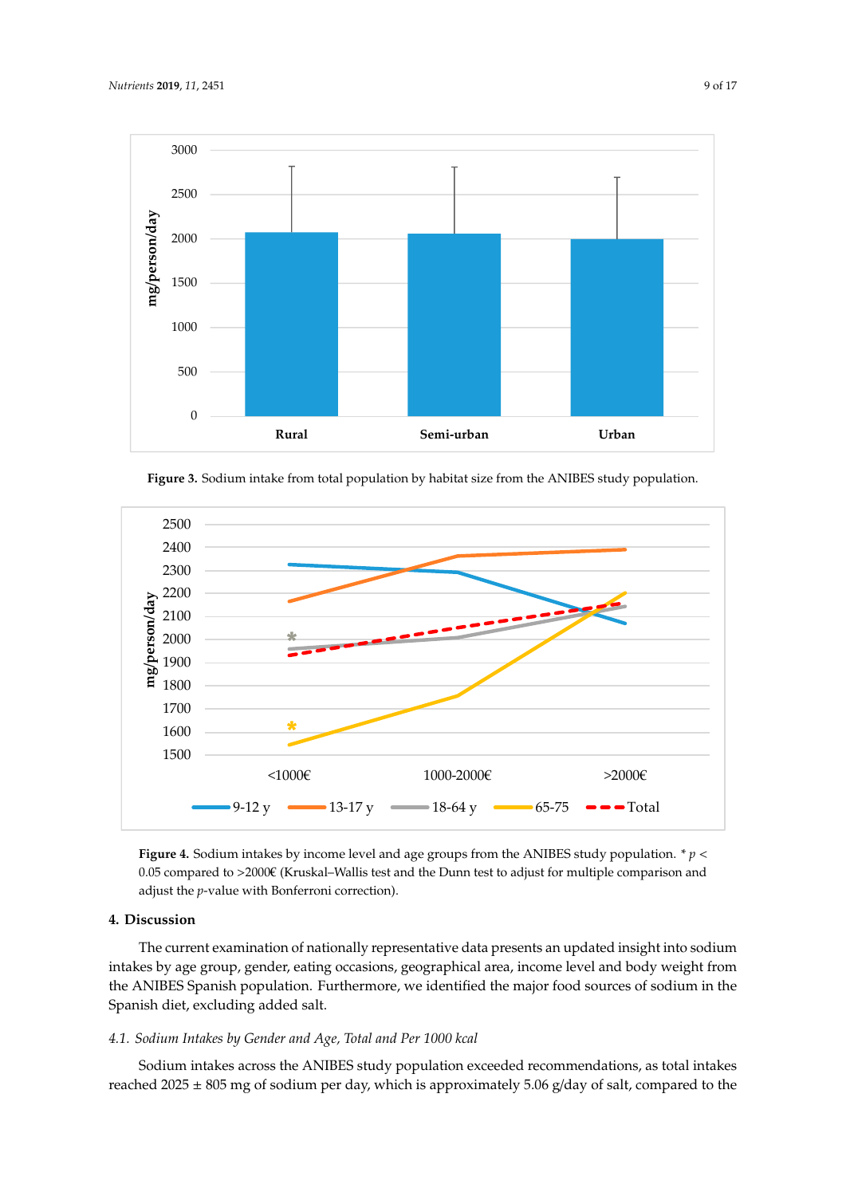3000
2500
2000
1500
1000
500
0
mg/person/day
Rural
Semi-urban
Urban

**Figure 3.** Sodium intake from total population by habitat size from the ANIBES study population.

2500
2400
2300
2200
2100
2000
1900
1800
1700
1600
1500
mg/person/day
<1000€
1000-2000€
>2000€
9-12 y
13-17 y
18-64 y
65-75
Total

**Figure 4.** Sodium intakes by income level and age groups from the ANIBES study population. * $p < 0.05$ compared to >2000€ (Kruskal–Wallis test and the Dunn test to adjust for multiple comparison and adjust the $p$-value with Bonferroni correction).

## 4. Discussion

The current examination of nationally representative data presents an updated insight into sodium intakes by age group, gender, eating occasions, geographical area, income level and body weight from the ANIBES Spanish population. Furthermore, we identified the major food sources of sodium in the Spanish diet, excluding added salt.

### *4.1. Sodium Intakes by Gender and Age, Total and Per 1000 kcal*

Sodium intakes across the ANIBES study population exceeded recommendations, as total intakes reached 2025 ± 805 mg of sodium per day, which is approximately 5.06 g/day of salt, compared to the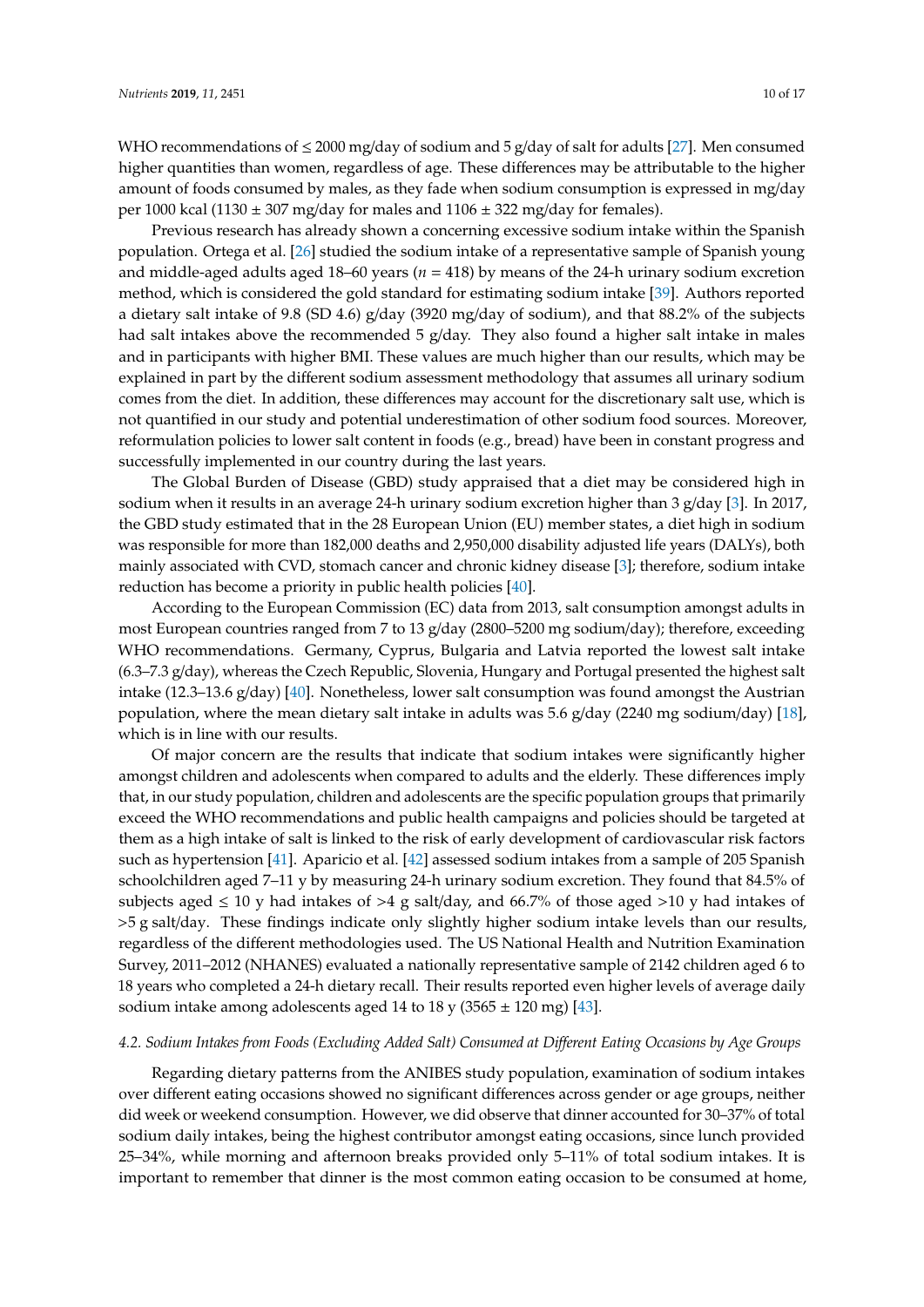WHO recommendations of ≤ 2000 mg/day of sodium and 5 g/day of salt for adults [27]. Men consumed higher quantities than women, regardless of age. These differences may be attributable to the higher amount of foods consumed by males, as they fade when sodium consumption is expressed in mg/day per 1000 kcal (1130 ± 307 mg/day for males and 1106 ± 322 mg/day for females).

Previous research has already shown a concerning excessive sodium intake within the Spanish population. Ortega et al. [26] studied the sodium intake of a representative sample of Spanish young and middle-aged adults aged 18–60 years ($n$ = 418) by means of the 24-h urinary sodium excretion method, which is considered the gold standard for estimating sodium intake [39]. Authors reported a dietary salt intake of 9.8 (SD 4.6) g/day (3920 mg/day of sodium), and that 88.2% of the subjects had salt intakes above the recommended 5 g/day. They also found a higher salt intake in males and in participants with higher BMI. These values are much higher than our results, which may be explained in part by the different sodium assessment methodology that assumes all urinary sodium comes from the diet. In addition, these differences may account for the discretionary salt use, which is not quantified in our study and potential underestimation of other sodium food sources. Moreover, reformulation policies to lower salt content in foods (e.g., bread) have been in constant progress and successfully implemented in our country during the last years.

The Global Burden of Disease (GBD) study appraised that a diet may be considered high in sodium when it results in an average 24-h urinary sodium excretion higher than 3 g/day [3]. In 2017, the GBD study estimated that in the 28 European Union (EU) member states, a diet high in sodium was responsible for more than 182,000 deaths and 2,950,000 disability adjusted life years (DALYs), both mainly associated with CVD, stomach cancer and chronic kidney disease [3]; therefore, sodium intake reduction has become a priority in public health policies [40].

According to the European Commission (EC) data from 2013, salt consumption amongst adults in most European countries ranged from 7 to 13 g/day (2800–5200 mg sodium/day); therefore, exceeding WHO recommendations. Germany, Cyprus, Bulgaria and Latvia reported the lowest salt intake (6.3–7.3 g/day), whereas the Czech Republic, Slovenia, Hungary and Portugal presented the highest salt intake (12.3–13.6 g/day) [40]. Nonetheless, lower salt consumption was found amongst the Austrian population, where the mean dietary salt intake in adults was 5.6 g/day (2240 mg sodium/day) [18], which is in line with our results.

Of major concern are the results that indicate that sodium intakes were significantly higher amongst children and adolescents when compared to adults and the elderly. These differences imply that, in our study population, children and adolescents are the specific population groups that primarily exceed the WHO recommendations and public health campaigns and policies should be targeted at them as a high intake of salt is linked to the risk of early development of cardiovascular risk factors such as hypertension [41]. Aparicio et al. [42] assessed sodium intakes from a sample of 205 Spanish schoolchildren aged 7–11 y by measuring 24-h urinary sodium excretion. They found that 84.5% of subjects aged ≤ 10 y had intakes of >4 g salt/day, and 66.7% of those aged >10 y had intakes of >5 g salt/day. These findings indicate only slightly higher sodium intake levels than our results, regardless of the different methodologies used. The US National Health and Nutrition Examination Survey, 2011–2012 (NHANES) evaluated a nationally representative sample of 2142 children aged 6 to 18 years who completed a 24-h dietary recall. Their results reported even higher levels of average daily sodium intake among adolescents aged 14 to 18 y (3565 ± 120 mg) [43].

### *4.2. Sodium Intakes from Foods (Excluding Added Salt) Consumed at Different Eating Occasions by Age Groups*

Regarding dietary patterns from the ANIBES study population, examination of sodium intakes over different eating occasions showed no significant differences across gender or age groups, neither did week or weekend consumption. However, we did observe that dinner accounted for 30–37% of total sodium daily intakes, being the highest contributor amongst eating occasions, since lunch provided 25–34%, while morning and afternoon breaks provided only 5–11% of total sodium intakes. It is important to remember that dinner is the most common eating occasion to be consumed at home,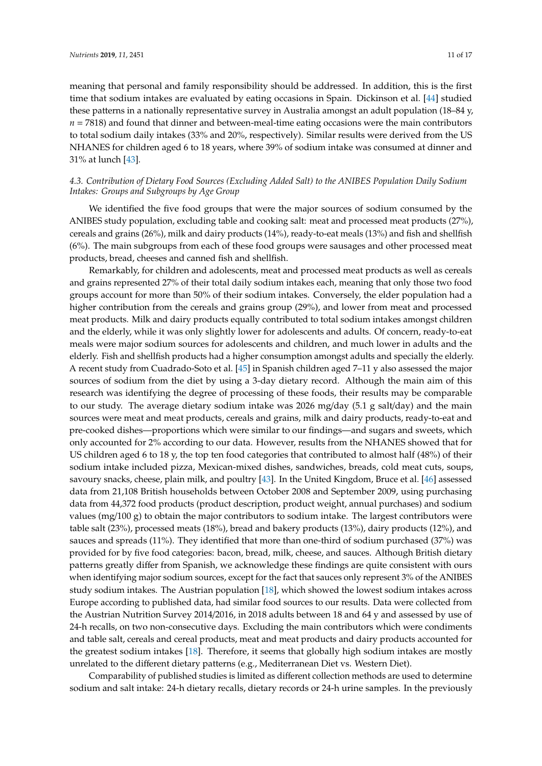meaning that personal and family responsibility should be addressed. In addition, this is the first time that sodium intakes are evaluated by eating occasions in Spain. Dickinson et al. [44] studied these patterns in a nationally representative survey in Australia amongst an adult population (18–84 y, $n$ = 7818) and found that dinner and between-meal-time eating occasions were the main contributors to total sodium daily intakes (33% and 20%, respectively). Similar results were derived from the US NHANES for children aged 6 to 18 years, where 39% of sodium intake was consumed at dinner and 31% at lunch [43].

### 4.3. Contribution of Dietary Food Sources (Excluding Added Salt) to the ANIBES Population Daily Sodium Intakes: Groups and Subgroups by Age Group

We identified the five food groups that were the major sources of sodium consumed by the ANIBES study population, excluding table and cooking salt: meat and processed meat products (27%), cereals and grains (26%), milk and dairy products (14%), ready-to-eat meals (13%) and fish and shellfish (6%). The main subgroups from each of these food groups were sausages and other processed meat products, bread, cheeses and canned fish and shellfish.

Remarkably, for children and adolescents, meat and processed meat products as well as cereals and grains represented 27% of their total daily sodium intakes each, meaning that only those two food groups account for more than 50% of their sodium intakes. Conversely, the elder population had a higher contribution from the cereals and grains group (29%), and lower from meat and processed meat products. Milk and dairy products equally contributed to total sodium intakes amongst children and the elderly, while it was only slightly lower for adolescents and adults. Of concern, ready-to-eat meals were major sodium sources for adolescents and children, and much lower in adults and the elderly. Fish and shellfish products had a higher consumption amongst adults and specially the elderly. A recent study from Cuadrado-Soto et al. [45] in Spanish children aged 7–11 y also assessed the major sources of sodium from the diet by using a 3-day dietary record. Although the main aim of this research was identifying the degree of processing of these foods, their results may be comparable to our study. The average dietary sodium intake was 2026 mg/day (5.1 g salt/day) and the main sources were meat and meat products, cereals and grains, milk and dairy products, ready-to-eat and pre-cooked dishes—proportions which were similar to our findings—and sugars and sweets, which only accounted for 2% according to our data. However, results from the NHANES showed that for US children aged 6 to 18 y, the top ten food categories that contributed to almost half (48%) of their sodium intake included pizza, Mexican-mixed dishes, sandwiches, breads, cold meat cuts, soups, savoury snacks, cheese, plain milk, and poultry [43]. In the United Kingdom, Bruce et al. [46] assessed data from 21,108 British households between October 2008 and September 2009, using purchasing data from 44,372 food products (product description, product weight, annual purchases) and sodium values (mg/100 g) to obtain the major contributors to sodium intake. The largest contributors were table salt (23%), processed meats (18%), bread and bakery products (13%), dairy products (12%), and sauces and spreads (11%). They identified that more than one-third of sodium purchased (37%) was provided for by five food categories: bacon, bread, milk, cheese, and sauces. Although British dietary patterns greatly differ from Spanish, we acknowledge these findings are quite consistent with ours when identifying major sodium sources, except for the fact that sauces only represent 3% of the ANIBES study sodium intakes. The Austrian population [18], which showed the lowest sodium intakes across Europe according to published data, had similar food sources to our results. Data were collected from the Austrian Nutrition Survey 2014/2016, in 2018 adults between 18 and 64 y and assessed by use of 24-h recalls, on two non-consecutive days. Excluding the main contributors which were condiments and table salt, cereals and cereal products, meat and meat products and dairy products accounted for the greatest sodium intakes [18]. Therefore, it seems that globally high sodium intakes are mostly unrelated to the different dietary patterns (e.g., Mediterranean Diet vs. Western Diet).

Comparability of published studies is limited as different collection methods are used to determine sodium and salt intake: 24-h dietary recalls, dietary records or 24-h urine samples. In the previously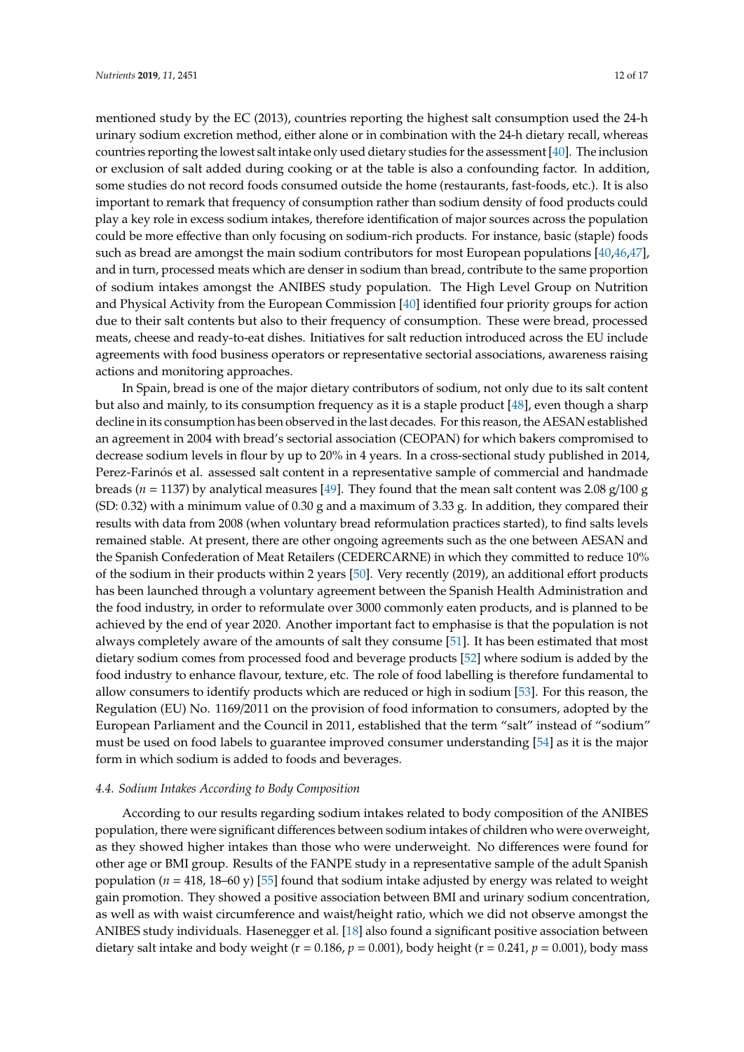mentioned study by the EC (2013), countries reporting the highest salt consumption used the 24-h urinary sodium excretion method, either alone or in combination with the 24-h dietary recall, whereas countries reporting the lowest salt intake only used dietary studies for the assessment [40]. The inclusion or exclusion of salt added during cooking or at the table is also a confounding factor. In addition, some studies do not record foods consumed outside the home (restaurants, fast-foods, etc.). It is also important to remark that frequency of consumption rather than sodium density of food products could play a key role in excess sodium intakes, therefore identification of major sources across the population could be more effective than only focusing on sodium-rich products. For instance, basic (staple) foods such as bread are amongst the main sodium contributors for most European populations [40,46,47], and in turn, processed meats which are denser in sodium than bread, contribute to the same proportion of sodium intakes amongst the ANIBES study population. The High Level Group on Nutrition and Physical Activity from the European Commission [40] identified four priority groups for action due to their salt contents but also to their frequency of consumption. These were bread, processed meats, cheese and ready-to-eat dishes. Initiatives for salt reduction introduced across the EU include agreements with food business operators or representative sectorial associations, awareness raising actions and monitoring approaches.

In Spain, bread is one of the major dietary contributors of sodium, not only due to its salt content but also and mainly, to its consumption frequency as it is a staple product [48], even though a sharp decline in its consumption has been observed in the last decades. For this reason, the AESAN established an agreement in 2004 with bread's sectorial association (CEOPAN) for which bakers compromised to decrease sodium levels in flour by up to 20% in 4 years. In a cross-sectional study published in 2014, Perez-Farinós et al. assessed salt content in a representative sample of commercial and handmade breads ($n$ = 1137) by analytical measures [49]. They found that the mean salt content was 2.08 g/100 g (SD: 0.32) with a minimum value of 0.30 g and a maximum of 3.33 g. In addition, they compared their results with data from 2008 (when voluntary bread reformulation practices started), to find salts levels remained stable. At present, there are other ongoing agreements such as the one between AESAN and the Spanish Confederation of Meat Retailers (CEDERCARNE) in which they committed to reduce 10% of the sodium in their products within 2 years [50]. Very recently (2019), an additional effort products has been launched through a voluntary agreement between the Spanish Health Administration and the food industry, in order to reformulate over 3000 commonly eaten products, and is planned to be achieved by the end of year 2020. Another important fact to emphasise is that the population is not always completely aware of the amounts of salt they consume [51]. It has been estimated that most dietary sodium comes from processed food and beverage products [52] where sodium is added by the food industry to enhance flavour, texture, etc. The role of food labelling is therefore fundamental to allow consumers to identify products which are reduced or high in sodium [53]. For this reason, the Regulation (EU) No. 1169/2011 on the provision of food information to consumers, adopted by the European Parliament and the Council in 2011, established that the term "salt" instead of "sodium" must be used on food labels to guarantee improved consumer understanding [54] as it is the major form in which sodium is added to foods and beverages.

### *4.4. Sodium Intakes According to Body Composition*

According to our results regarding sodium intakes related to body composition of the ANIBES population, there were significant differences between sodium intakes of children who were overweight, as they showed higher intakes than those who were underweight. No differences were found for other age or BMI group. Results of the FANPE study in a representative sample of the adult Spanish population ($n$ = 418, 18–60 y) [55] found that sodium intake adjusted by energy was related to weight gain promotion. They showed a positive association between BMI and urinary sodium concentration, as well as with waist circumference and waist/height ratio, which we did not observe amongst the ANIBES study individuals. Hasenegger et al. [18] also found a significant positive association between dietary salt intake and body weight ($r = 0.186$, $p = 0.001$), body height ($r = 0.241$, $p = 0.001$), body mass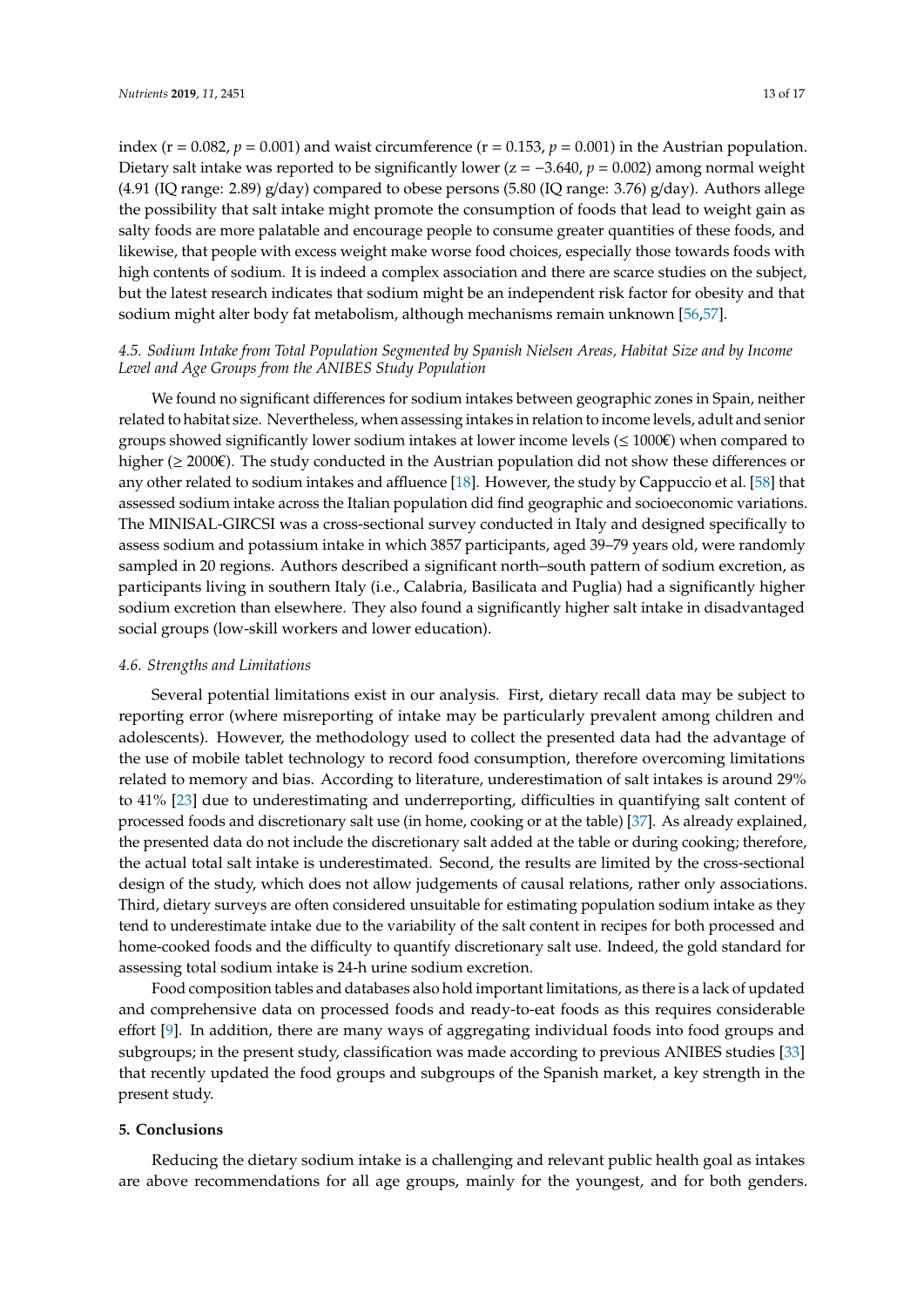index ($r = 0.082$, $p = 0.001$) and waist circumference ($r = 0.153$, $p = 0.001$) in the Austrian population. Dietary salt intake was reported to be significantly lower ($z = -3.640$, $p = 0.002$) among normal weight (4.91 (IQ range: 2.89) g/day) compared to obese persons (5.80 (IQ range: 3.76) g/day). Authors allege the possibility that salt intake might promote the consumption of foods that lead to weight gain as salty foods are more palatable and encourage people to consume greater quantities of these foods, and likewise, that people with excess weight make worse food choices, especially those towards foods with high contents of sodium. It is indeed a complex association and there are scarce studies on the subject, but the latest research indicates that sodium might be an independent risk factor for obesity and that sodium might alter body fat metabolism, although mechanisms remain unknown [56,57].

### *4.5. Sodium Intake from Total Population Segmented by Spanish Nielsen Areas, Habitat Size and by Income Level and Age Groups from the ANIBES Study Population*

We found no significant differences for sodium intakes between geographic zones in Spain, neither related to habitat size. Nevertheless, when assessing intakes in relation to income levels, adult and senior groups showed significantly lower sodium intakes at lower income levels (≤ 1000€) when compared to higher (≥ 2000€). The study conducted in the Austrian population did not show these differences or any other related to sodium intakes and affluence [18]. However, the study by Cappuccio et al. [58] that assessed sodium intake across the Italian population did find geographic and socioeconomic variations. The MINISAL-GIRCSI was a cross-sectional survey conducted in Italy and designed specifically to assess sodium and potassium intake in which 3857 participants, aged 39–79 years old, were randomly sampled in 20 regions. Authors described a significant north–south pattern of sodium excretion, as participants living in southern Italy (i.e., Calabria, Basilicata and Puglia) had a significantly higher sodium excretion than elsewhere. They also found a significantly higher salt intake in disadvantaged social groups (low-skill workers and lower education).

### *4.6. Strengths and Limitations*

Several potential limitations exist in our analysis. First, dietary recall data may be subject to reporting error (where misreporting of intake may be particularly prevalent among children and adolescents). However, the methodology used to collect the presented data had the advantage of the use of mobile tablet technology to record food consumption, therefore overcoming limitations related to memory and bias. According to literature, underestimation of salt intakes is around 29% to 41% [23] due to underestimating and underreporting, difficulties in quantifying salt content of processed foods and discretionary salt use (in home, cooking or at the table) [37]. As already explained, the presented data do not include the discretionary salt added at the table or during cooking; therefore, the actual total salt intake is underestimated. Second, the results are limited by the cross-sectional design of the study, which does not allow judgements of causal relations, rather only associations. Third, dietary surveys are often considered unsuitable for estimating population sodium intake as they tend to underestimate intake due to the variability of the salt content in recipes for both processed and home-cooked foods and the difficulty to quantify discretionary salt use. Indeed, the gold standard for assessing total sodium intake is 24-h urine sodium excretion.

Food composition tables and databases also hold important limitations, as there is a lack of updated and comprehensive data on processed foods and ready-to-eat foods as this requires considerable effort [9]. In addition, there are many ways of aggregating individual foods into food groups and subgroups; in the present study, classification was made according to previous ANIBES studies [33] that recently updated the food groups and subgroups of the Spanish market, a key strength in the present study.

## 5. Conclusions

Reducing the dietary sodium intake is a challenging and relevant public health goal as intakes are above recommendations for all age groups, mainly for the youngest, and for both genders.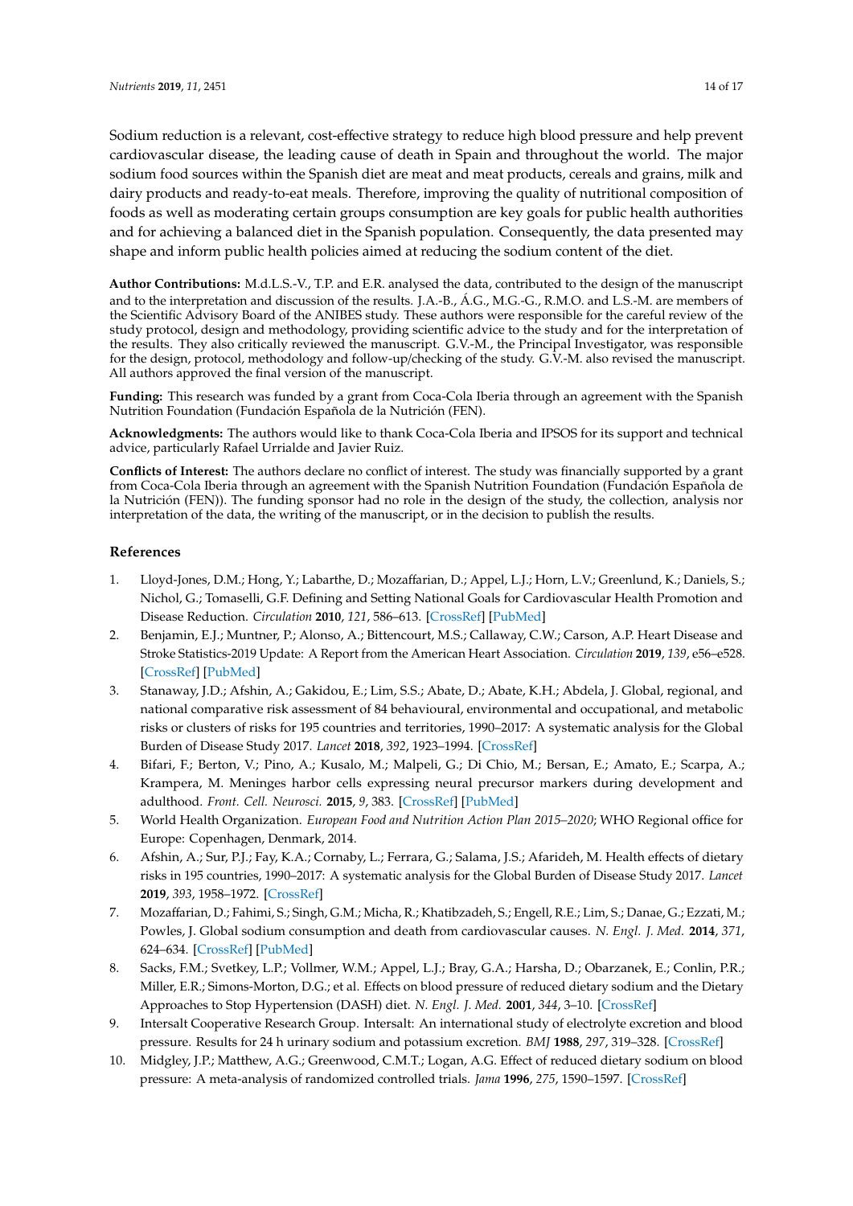Sodium reduction is a relevant, cost-effective strategy to reduce high blood pressure and help prevent cardiovascular disease, the leading cause of death in Spain and throughout the world. The major sodium food sources within the Spanish diet are meat and meat products, cereals and grains, milk and dairy products and ready-to-eat meals. Therefore, improving the quality of nutritional composition of foods as well as moderating certain groups consumption are key goals for public health authorities and for achieving a balanced diet in the Spanish population. Consequently, the data presented may shape and inform public health policies aimed at reducing the sodium content of the diet.

**Author Contributions:** M.d.L.S.-V., T.P. and E.R. analysed the data, contributed to the design of the manuscript and to the interpretation and discussion of the results. J.A.-B., Á.G., M.G.-G., R.M.O. and L.S.-M. are members of the Scientific Advisory Board of the ANIBES study. These authors were responsible for the careful review of the study protocol, design and methodology, providing scientific advice to the study and for the interpretation of the results. They also critically reviewed the manuscript. G.V.-M., the Principal Investigator, was responsible for the design, protocol, methodology and follow-up/checking of the study. G.V.-M. also revised the manuscript. All authors approved the final version of the manuscript.

**Funding:** This research was funded by a grant from Coca-Cola Iberia through an agreement with the Spanish Nutrition Foundation (Fundación Española de la Nutrición (FEN).

**Acknowledgments:** The authors would like to thank Coca-Cola Iberia and IPSOS for its support and technical advice, particularly Rafael Urrialde and Javier Ruiz.

**Conflicts of Interest:** The authors declare no conflict of interest. The study was financially supported by a grant from Coca-Cola Iberia through an agreement with the Spanish Nutrition Foundation (Fundación Española de la Nutrición (FEN)). The funding sponsor had no role in the design of the study, the collection, analysis nor interpretation of the data, the writing of the manuscript, or in the decision to publish the results.

## References

1. Lloyd-Jones, D.M.; Hong, Y.; Labarthe, D.; Mozaffarian, D.; Appel, L.J.; Horn, L.V.; Greenlund, K.; Daniels, S.; Nichol, G.; Tomaselli, G.F. Defining and Setting National Goals for Cardiovascular Health Promotion and Disease Reduction. *Circulation* **2010**, *121*, 586–613. [CrossRef] [PubMed]
2. Benjamin, E.J.; Muntner, P.; Alonso, A.; Bittencourt, M.S.; Callaway, C.W.; Carson, A.P. Heart Disease and Stroke Statistics-2019 Update: A Report from the American Heart Association. *Circulation* **2019**, *139*, e56–e528. [CrossRef] [PubMed]
3. Stanaway, J.D.; Afshin, A.; Gakidou, E.; Lim, S.S.; Abate, D.; Abate, K.H.; Abdela, J. Global, regional, and national comparative risk assessment of 84 behavioural, environmental and occupational, and metabolic risks or clusters of risks for 195 countries and territories, 1990–2017: A systematic analysis for the Global Burden of Disease Study 2017. *Lancet* **2018**, *392*, 1923–1994. [CrossRef]
4. Bifari, F.; Berton, V.; Pino, A.; Kusalo, M.; Malpeli, G.; Di Chio, M.; Bersan, E.; Amato, E.; Scarpa, A.; Krampera, M. Meninges harbor cells expressing neural precursor markers during development and adulthood. *Front. Cell. Neurosci.* **2015**, *9*, 383. [CrossRef] [PubMed]
5. World Health Organization. *European Food and Nutrition Action Plan 2015–2020*; WHO Regional office for Europe: Copenhagen, Denmark, 2014.
6. Afshin, A.; Sur, P.J.; Fay, K.A.; Cornaby, L.; Ferrara, G.; Salama, J.S.; Afarideh, M. Health effects of dietary risks in 195 countries, 1990–2017: A systematic analysis for the Global Burden of Disease Study 2017. *Lancet* **2019**, *393*, 1958–1972. [CrossRef]
7. Mozaffarian, D.; Fahimi, S.; Singh, G.M.; Micha, R.; Khatibzadeh, S.; Engell, R.E.; Lim, S.; Danae, G.; Ezzati, M.; Powles, J. Global sodium consumption and death from cardiovascular causes. *N. Engl. J. Med.* **2014**, *371*, 624–634. [CrossRef] [PubMed]
8. Sacks, F.M.; Svetkey, L.P.; Vollmer, W.M.; Appel, L.J.; Bray, G.A.; Harsha, D.; Obarzanek, E.; Conlin, P.R.; Miller, E.R.; Simons-Morton, D.G.; et al. Effects on blood pressure of reduced dietary sodium and the Dietary Approaches to Stop Hypertension (DASH) diet. *N. Engl. J. Med.* **2001**, *344*, 3–10. [CrossRef]
9. Intersalt Cooperative Research Group. Intersalt: An international study of electrolyte excretion and blood pressure. Results for 24 h urinary sodium and potassium excretion. *BMJ* **1988**, *297*, 319–328. [CrossRef]
10. Midgley, J.P.; Matthew, A.G.; Greenwood, C.M.T.; Logan, A.G. Effect of reduced dietary sodium on blood pressure: A meta-analysis of randomized controlled trials. *Jama* **1996**, *275*, 1590–1597. [CrossRef]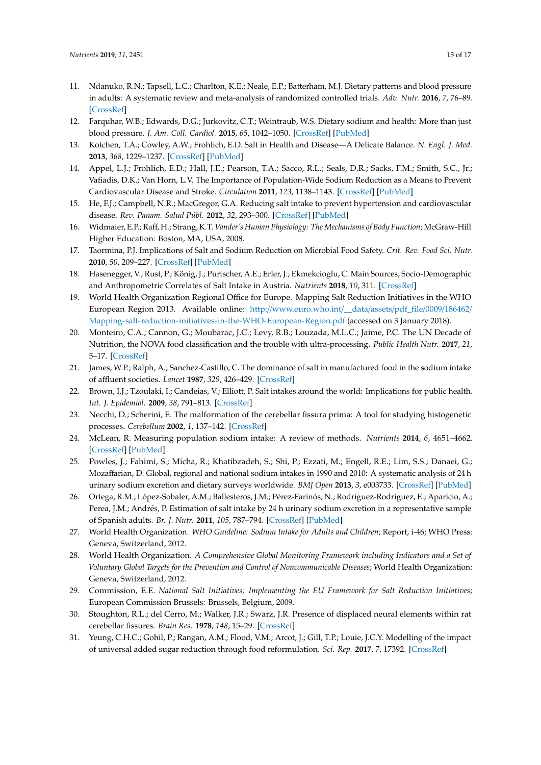11. Ndanuko, R.N.; Tapsell, L.C.; Charlton, K.E.; Neale, E.P.; Batterham, M.J. Dietary patterns and blood pressure in adults: A systematic review and meta-analysis of randomized controlled trials. *Adv. Nutr.* **2016**, *7*, 76–89. [CrossRef]
12. Farquhar, W.B.; Edwards, D.G.; Jurkovitz, C.T.; Weintraub, W.S. Dietary sodium and health: More than just blood pressure. *J. Am. Coll. Cardiol.* **2015**, *65*, 1042–1050. [CrossRef] [PubMed]
13. Kotchen, T.A.; Cowley, A.W.; Frohlich, E.D. Salt in Health and Disease—A Delicate Balance. *N. Engl. J. Med.* **2013**, *368*, 1229–1237. [CrossRef] [PubMed]
14. Appel, L.J.; Frohlich, E.D.; Hall, J.E.; Pearson, T.A.; Sacco, R.L.; Seals, D.R.; Sacks, F.M.; Smith, S.C., Jr.; Vafiadis, D.K.; Van Horn, L.V. The Importance of Population-Wide Sodium Reduction as a Means to Prevent Cardiovascular Disease and Stroke. *Circulation* **2011**, *123*, 1138–1143. [CrossRef] [PubMed]
15. He, F.J.; Campbell, N.R.; MacGregor, G.A. Reducing salt intake to prevent hypertension and cardiovascular disease. *Rev. Panam. Salud Públ.* **2012**, *32*, 293–300. [CrossRef] [PubMed]
16. Widmaier, E.P.; Raff, H.; Strang, K.T. *Vander's Human Physiology: The Mechanisms of Body Function*; McGraw-Hill Higher Education: Boston, MA, USA, 2008.
17. Taormina, P.J. Implications of Salt and Sodium Reduction on Microbial Food Safety. *Crit. Rev. Food Sci. Nutr.* **2010**, *50*, 209–227. [CrossRef] [PubMed]
18. Hasenegger, V.; Rust, P.; König, J.; Purtscher, A.E.; Erler, J.; Ekmekcioglu, C. Main Sources, Socio-Demographic and Anthropometric Correlates of Salt Intake in Austria. *Nutrients* **2018**, *10*, 311. [CrossRef]
19. World Health Organization Regional Office for Europe. Mapping Salt Reduction Initiatives in the WHO European Region 2013. Available online: http://www.euro.who.int/__data/assets/pdf_file/0009/186462/Mapping-salt-reduction-initiatives-in-the-WHO-European-Region.pdf (accessed on 3 January 2018).
20. Monteiro, C.A.; Cannon, G.; Moubarac, J.C.; Levy, R.B.; Louzada, M.L.C.; Jaime, P.C. The UN Decade of Nutrition, the NOVA food classification and the trouble with ultra-processing. *Public Health Nutr.* **2017**, *21*, 5–17. [CrossRef]
21. James, W.P.; Ralph, A.; Sanchez-Castillo, C. The dominance of salt in manufactured food in the sodium intake of affluent societies. *Lancet* **1987**, *329*, 426–429. [CrossRef]
22. Brown, I.J.; Tzoulaki, I.; Candeias, V.; Elliott, P. Salt intakes around the world: Implications for public health. *Int. J. Epidemiol.* **2009**, *38*, 791–813. [CrossRef]
23. Necchi, D.; Scherini, E. The malformation of the cerebellar fissura prima: A tool for studying histogenetic processes. *Cerebellum* **2002**, *1*, 137–142. [CrossRef]
24. McLean, R. Measuring population sodium intake: A review of methods. *Nutrients* **2014**, *6*, 4651–4662. [CrossRef] [PubMed]
25. Powles, J.; Fahimi, S.; Micha, R.; Khatibzadeh, S.; Shi, P.; Ezzati, M.; Engell, R.E.; Lim, S.S.; Danaei, G.; Mozaffarian, D. Global, regional and national sodium intakes in 1990 and 2010: A systematic analysis of 24 h urinary sodium excretion and dietary surveys worldwide. *BMJ Open* **2013**, *3*, e003733. [CrossRef] [PubMed]
26. Ortega, R.M.; López-Sobaler, A.M.; Ballesteros, J.M.; Pérez-Farinós, N.; Rodríguez-Rodríguez, E.; Aparicio, A.; Perea, J.M.; Andrés, P. Estimation of salt intake by 24 h urinary sodium excretion in a representative sample of Spanish adults. *Br. J. Nutr.* **2011**, *105*, 787–794. [CrossRef] [PubMed]
27. World Health Organization. *WHO Guideline: Sodium Intake for Adults and Children*; Report, i-46; WHO Press: Geneva, Switzerland, 2012.
28. World Health Organization. *A Comprehensive Global Monitoring Framework including Indicators and a Set of Voluntary Global Targets for the Prevention and Control of Noncommunicable Diseases*; World Health Organization: Geneva, Switzerland, 2012.
29. Commission, E.E. *National Salt Initiatives; Implementing the EU Framework for Salt Reduction Initiatives*; European Commission Brussels: Brussels, Belgium, 2009.
30. Stoughton, R.L.; del Cerro, M.; Walker, J.R.; Swarz, J.R. Presence of displaced neural elements within rat cerebellar fissures. *Brain Res.* **1978**, *148*, 15–29. [CrossRef]
31. Yeung, C.H.C.; Gohil, P.; Rangan, A.M.; Flood, V.M.; Arcot, J.; Gill, T.P.; Louie, J.C.Y. Modelling of the impact of universal added sugar reduction through food reformulation. *Sci. Rep.* **2017**, *7*, 17392. [CrossRef]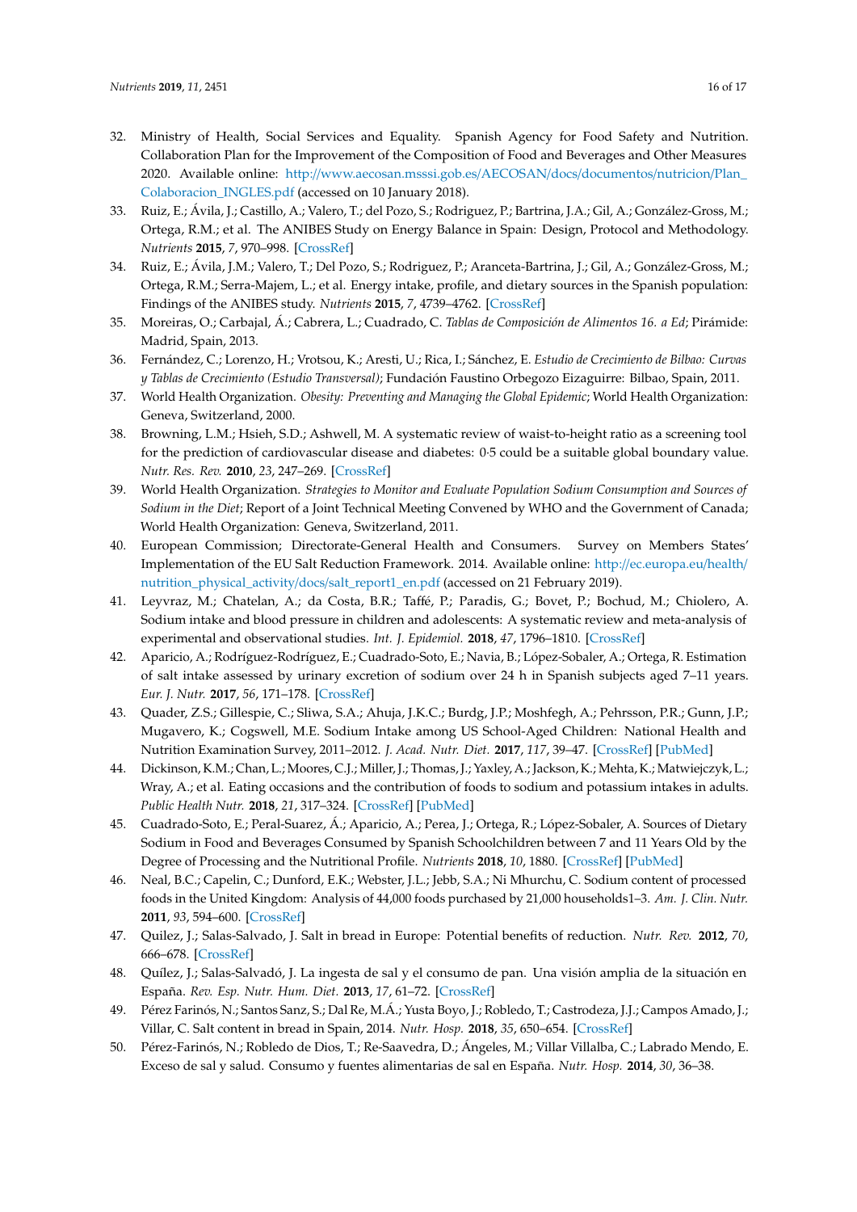32. Ministry of Health, Social Services and Equality. Spanish Agency for Food Safety and Nutrition. Collaboration Plan for the Improvement of the Composition of Food and Beverages and Other Measures 2020. Available online: http://www.aecosan.msssi.gob.es/AECOSAN/docs/documentos/nutricion/Plan_Colaboracion_INGLES.pdf (accessed on 10 January 2018).
33. Ruiz, E.; Ávila, J.; Castillo, A.; Valero, T.; del Pozo, S.; Rodriguez, P.; Bartrina, J.A.; Gil, A.; González-Gross, M.; Ortega, R.M.; et al. The ANIBES Study on Energy Balance in Spain: Design, Protocol and Methodology. *Nutrients* **2015**, *7*, 970–998. [CrossRef]
34. Ruiz, E.; Ávila, J.M.; Valero, T.; Del Pozo, S.; Rodriguez, P.; Aranceta-Bartrina, J.; Gil, A.; González-Gross, M.; Ortega, R.M.; Serra-Majem, L.; et al. Energy intake, profile, and dietary sources in the Spanish population: Findings of the ANIBES study. *Nutrients* **2015**, *7*, 4739–4762. [CrossRef]
35. Moreiras, O.; Carbajal, Á.; Cabrera, L.; Cuadrado, C. *Tablas de Composición de Alimentos 16. a Ed*; Pirámide: Madrid, Spain, 2013.
36. Fernández, C.; Lorenzo, H.; Vrotsou, K.; Aresti, U.; Rica, I.; Sánchez, E. *Estudio de Crecimiento de Bilbao: Curvas y Tablas de Crecimiento (Estudio Transversal)*; Fundación Faustino Orbegozo Eizaguirre: Bilbao, Spain, 2011.
37. World Health Organization. *Obesity: Preventing and Managing the Global Epidemic*; World Health Organization: Geneva, Switzerland, 2000.
38. Browning, L.M.; Hsieh, S.D.; Ashwell, M. A systematic review of waist-to-height ratio as a screening tool for the prediction of cardiovascular disease and diabetes: 0·5 could be a suitable global boundary value. *Nutr. Res. Rev.* **2010**, *23*, 247–269. [CrossRef]
39. World Health Organization. *Strategies to Monitor and Evaluate Population Sodium Consumption and Sources of Sodium in the Diet*; Report of a Joint Technical Meeting Convened by WHO and the Government of Canada; World Health Organization: Geneva, Switzerland, 2011.
40. European Commission; Directorate-General Health and Consumers. Survey on Members States' Implementation of the EU Salt Reduction Framework. 2014. Available online: http://ec.europa.eu/health/nutrition_physical_activity/docs/salt_report1_en.pdf (accessed on 21 February 2019).
41. Leyvraz, M.; Chatelan, A.; da Costa, B.R.; Taffé, P.; Paradis, G.; Bovet, P.; Bochud, M.; Chiolero, A. Sodium intake and blood pressure in children and adolescents: A systematic review and meta-analysis of experimental and observational studies. *Int. J. Epidemiol.* **2018**, *47*, 1796–1810. [CrossRef]
42. Aparicio, A.; Rodríguez-Rodríguez, E.; Cuadrado-Soto, E.; Navia, B.; López-Sobaler, A.; Ortega, R. Estimation of salt intake assessed by urinary excretion of sodium over 24 h in Spanish subjects aged 7–11 years. *Eur. J. Nutr.* **2017**, *56*, 171–178. [CrossRef]
43. Quader, Z.S.; Gillespie, C.; Sliwa, S.A.; Ahuja, J.K.C.; Burdg, J.P.; Moshfegh, A.; Pehrsson, P.R.; Gunn, J.P.; Mugavero, K.; Cogswell, M.E. Sodium Intake among US School-Aged Children: National Health and Nutrition Examination Survey, 2011–2012. *J. Acad. Nutr. Diet.* **2017**, *117*, 39–47. [CrossRef] [PubMed]
44. Dickinson, K.M.; Chan, L.; Moores, C.J.; Miller, J.; Thomas, J.; Yaxley, A.; Jackson, K.; Mehta, K.; Matwiejczyk, L.; Wray, A.; et al. Eating occasions and the contribution of foods to sodium and potassium intakes in adults. *Public Health Nutr.* **2018**, *21*, 317–324. [CrossRef] [PubMed]
45. Cuadrado-Soto, E.; Peral-Suarez, Á.; Aparicio, A.; Perea, J.; Ortega, R.; López-Sobaler, A. Sources of Dietary Sodium in Food and Beverages Consumed by Spanish Schoolchildren between 7 and 11 Years Old by the Degree of Processing and the Nutritional Profile. *Nutrients* **2018**, *10*, 1880. [CrossRef] [PubMed]
46. Neal, B.C.; Capelin, C.; Dunford, E.K.; Webster, J.L.; Jebb, S.A.; Ni Mhurchu, C. Sodium content of processed foods in the United Kingdom: Analysis of 44,000 foods purchased by 21,000 households1–3. *Am. J. Clin. Nutr.* **2011**, *93*, 594–600. [CrossRef]
47. Quilez, J.; Salas-Salvado, J. Salt in bread in Europe: Potential benefits of reduction. *Nutr. Rev.* **2012**, *70*, 666–678. [CrossRef]
48. Quílez, J.; Salas-Salvadó, J. La ingesta de sal y el consumo de pan. Una visión amplia de la situación en España. *Rev. Esp. Nutr. Hum. Diet.* **2013**, *17*, 61–72. [CrossRef]
49. Pérez Farinós, N.; Santos Sanz, S.; Dal Re, M.Á.; Yusta Boyo, J.; Robledo, T.; Castrodeza, J.J.; Campos Amado, J.; Villar, C. Salt content in bread in Spain, 2014. *Nutr. Hosp.* **2018**, *35*, 650–654. [CrossRef]
50. Pérez-Farinós, N.; Robledo de Dios, T.; Re-Saavedra, D.; Ángeles, M.; Villar Villalba, C.; Labrado Mendo, E. Exceso de sal y salud. Consumo y fuentes alimentarias de sal en España. *Nutr. Hosp.* **2014**, *30*, 36–38.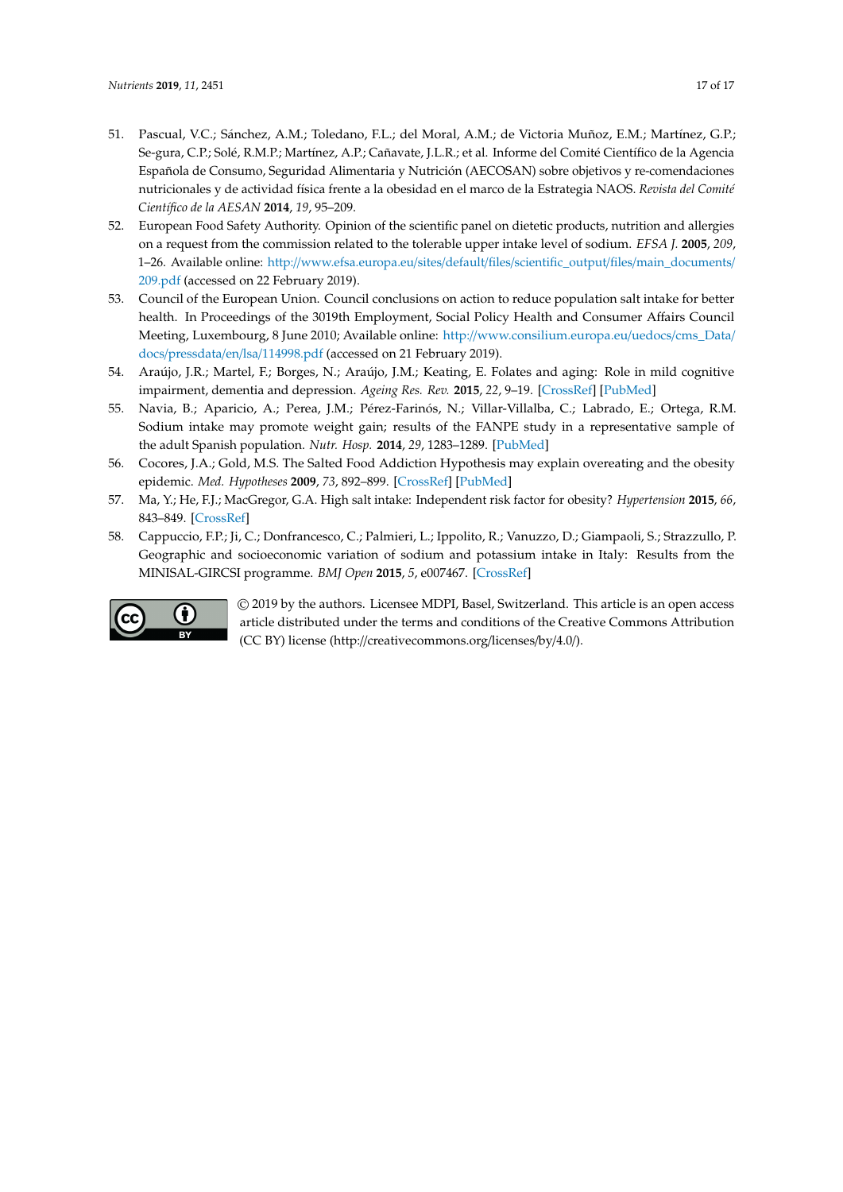51. Pascual, V.C.; Sánchez, A.M.; Toledano, F.L.; del Moral, A.M.; de Victoria Muñoz, E.M.; Martínez, G.P.; Se-gura, C.P.; Solé, R.M.P.; Martínez, A.P.; Cañavate, J.L.R.; et al. Informe del Comité Científico de la Agencia Española de Consumo, Seguridad Alimentaria y Nutrición (AECOSAN) sobre objetivos y re-comendaciones nutricionales y de actividad física frente a la obesidad en el marco de la Estrategia NAOS. *Revista del Comité Científico de la AESAN* **2014**, *19*, 95–209.
52. European Food Safety Authority. Opinion of the scientific panel on dietetic products, nutrition and allergies on a request from the commission related to the tolerable upper intake level of sodium. *EFSA J.* **2005**, *209*, 1–26. Available online: http://www.efsa.europa.eu/sites/default/files/scientific_output/files/main_documents/209.pdf (accessed on 22 February 2019).
53. Council of the European Union. Council conclusions on action to reduce population salt intake for better health. In Proceedings of the 3019th Employment, Social Policy Health and Consumer Affairs Council Meeting, Luxembourg, 8 June 2010; Available online: http://www.consilium.europa.eu/uedocs/cms_Data/docs/pressdata/en/lsa/114998.pdf (accessed on 21 February 2019).
54. Araújo, J.R.; Martel, F.; Borges, N.; Araújo, J.M.; Keating, E. Folates and aging: Role in mild cognitive impairment, dementia and depression. *Ageing Res. Rev.* **2015**, *22*, 9–19. [CrossRef] [PubMed]
55. Navia, B.; Aparicio, A.; Perea, J.M.; Pérez-Farinós, N.; Villar-Villalba, C.; Labrado, E.; Ortega, R.M. Sodium intake may promote weight gain; results of the FANPE study in a representative sample of the adult Spanish population. *Nutr. Hosp.* **2014**, *29*, 1283–1289. [PubMed]
56. Cocores, J.A.; Gold, M.S. The Salted Food Addiction Hypothesis may explain overeating and the obesity epidemic. *Med. Hypotheses* **2009**, *73*, 892–899. [CrossRef] [PubMed]
57. Ma, Y.; He, F.J.; MacGregor, G.A. High salt intake: Independent risk factor for obesity? *Hypertension* **2015**, *66*, 843–849. [CrossRef]
58. Cappuccio, F.P.; Ji, C.; Donfrancesco, C.; Palmieri, L.; Ippolito, R.; Vanuzzo, D.; Giampaoli, S.; Strazzullo, P. Geographic and socioeconomic variation of sodium and potassium intake in Italy: Results from the MINISAL-GIRCSI programme. *BMJ Open* **2015**, *5*, e007467. [CrossRef]

© 2019 by the authors. Licensee MDPI, Basel, Switzerland. This article is an open access article distributed under the terms and conditions of the Creative Commons Attribution (CC BY) license (http://creativecommons.org/licenses/by/4.0/).